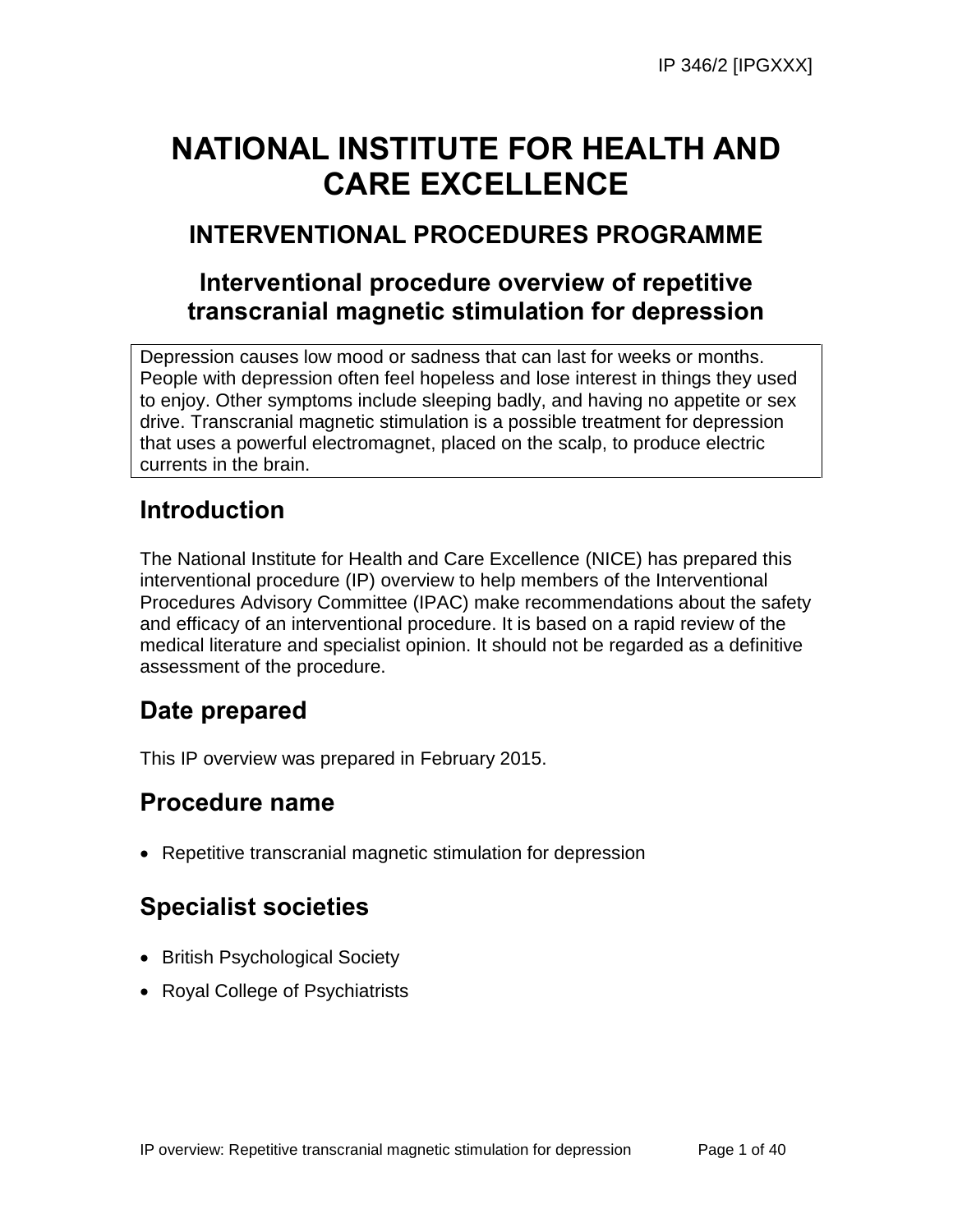# NATIONAL INSTITUTE FOR HEALTH AND CARE EXCELLENCE

## INTERVENTIONAL PROCEDURES PROGRAMME

## Interventional procedure overview of repetitive transcranial magnetic stimulation for depression

Depression causes low mood or sadness that can last for weeks or months. People with depression often feel hopeless and lose interest in things they used to enjoy. Other symptoms include sleeping badly, and having no appetite or sex drive. Transcranial magnetic stimulation is a possible treatment for depression that uses a powerful electromagnet, placed on the scalp, to produce electric currents in the brain.

## Introduction

The National Institute for Health and Care Excellence (NICE) has prepared this interventional procedure (IP) overview to help members of the Interventional Procedures Advisory Committee (IPAC) make recommendations about the safety and efficacy of an interventional procedure. It is based on a rapid review of the medical literature and specialist opinion. It should not be regarded as a definitive assessment of the procedure.

## Date prepared

This IP overview was prepared in February 2015.

## Procedure name

- Repetitive transcranial magnetic stimulation for depression

## Specialist societies

- British Psychological Society
- Royal College of Psychiatrists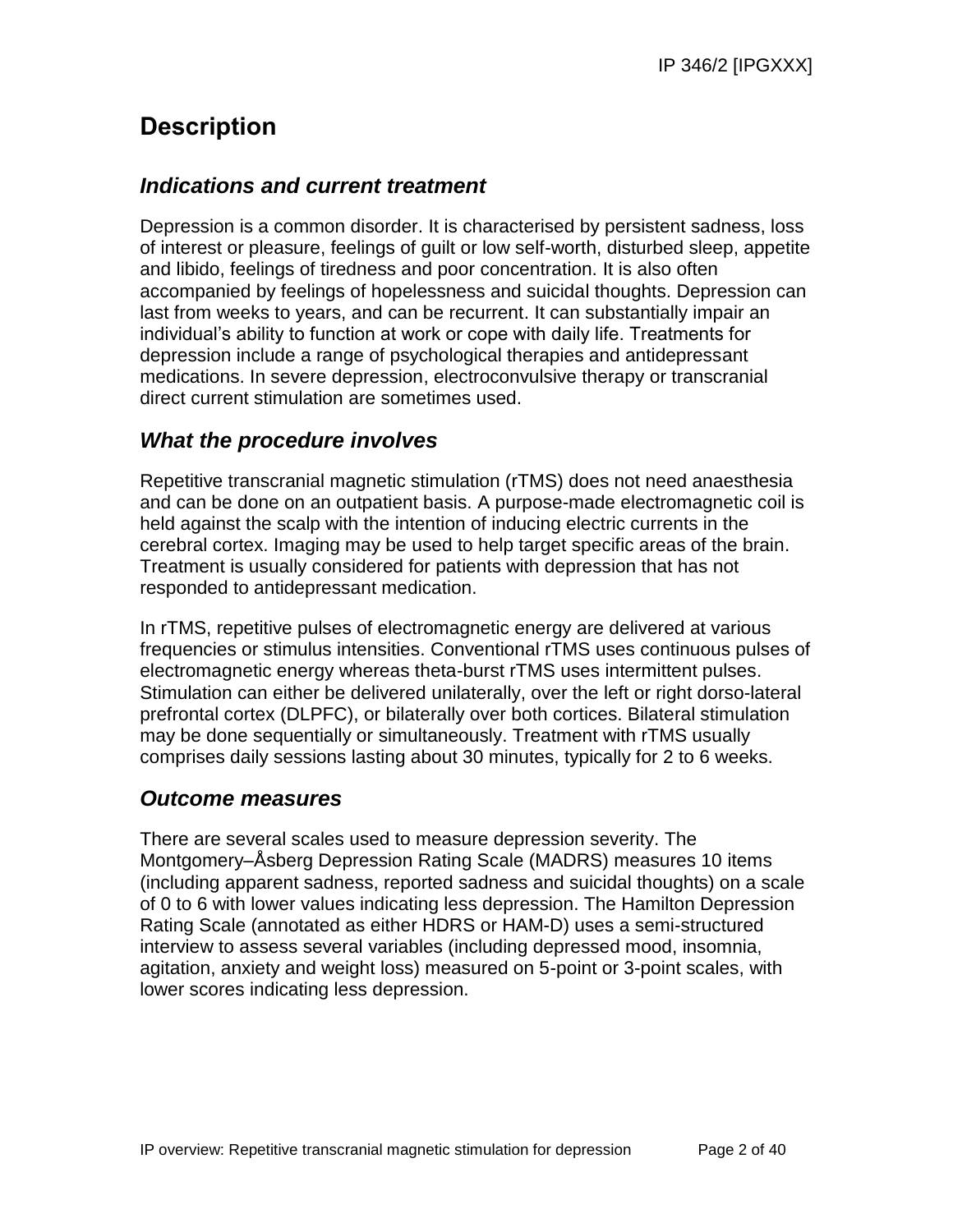# Description

## *Indications and current treatment*

Depression is a common disorder. It is characterised by persistent sadness, loss of interest or pleasure, feelings of guilt or low self-worth, disturbed sleep, appetite and libido, feelings of tiredness and poor concentration. It is also often accompanied by feelings of hopelessness and suicidal thoughts. Depression can last from weeks to years, and can be recurrent. It can substantially impair an individual's ability to function at work or cope with daily life. Treatments for depression include a range of psychological therapies and antidepressant medications. In severe depression, electroconvulsive therapy or transcranial direct current stimulation are sometimes used.

## *What the procedure involves*

Repetitive transcranial magnetic stimulation (rTMS) does not need anaesthesia and can be done on an outpatient basis. A purpose-made electromagnetic coil is held against the scalp with the intention of inducing electric currents in the cerebral cortex. Imaging may be used to help target specific areas of the brain. Treatment is usually considered for patients with depression that has not responded to antidepressant medication.

In rTMS, repetitive pulses of electromagnetic energy are delivered at various frequencies or stimulus intensities. Conventional rTMS uses continuous pulses of electromagnetic energy whereas theta-burst rTMS uses intermittent pulses. Stimulation can either be delivered unilaterally, over the left or right dorso-lateral prefrontal cortex (DLPFC), or bilaterally over both cortices. Bilateral stimulation may be done sequentially or simultaneously. Treatment with rTMS usually comprises daily sessions lasting about 30 minutes, typically for 2 to 6 weeks.

## *Outcome measures*

There are several scales used to measure depression severity. The Montgomery–Åsberg Depression Rating Scale (MADRS) measures 10 items (including apparent sadness, reported sadness and suicidal thoughts) on a scale of 0 to 6 with lower values indicating less depression. The Hamilton Depression Rating Scale (annotated as either HDRS or HAM-D) uses a semi-structured interview to assess several variables (including depressed mood, insomnia, agitation, anxiety and weight loss) measured on 5-point or 3-point scales, with lower scores indicating less depression.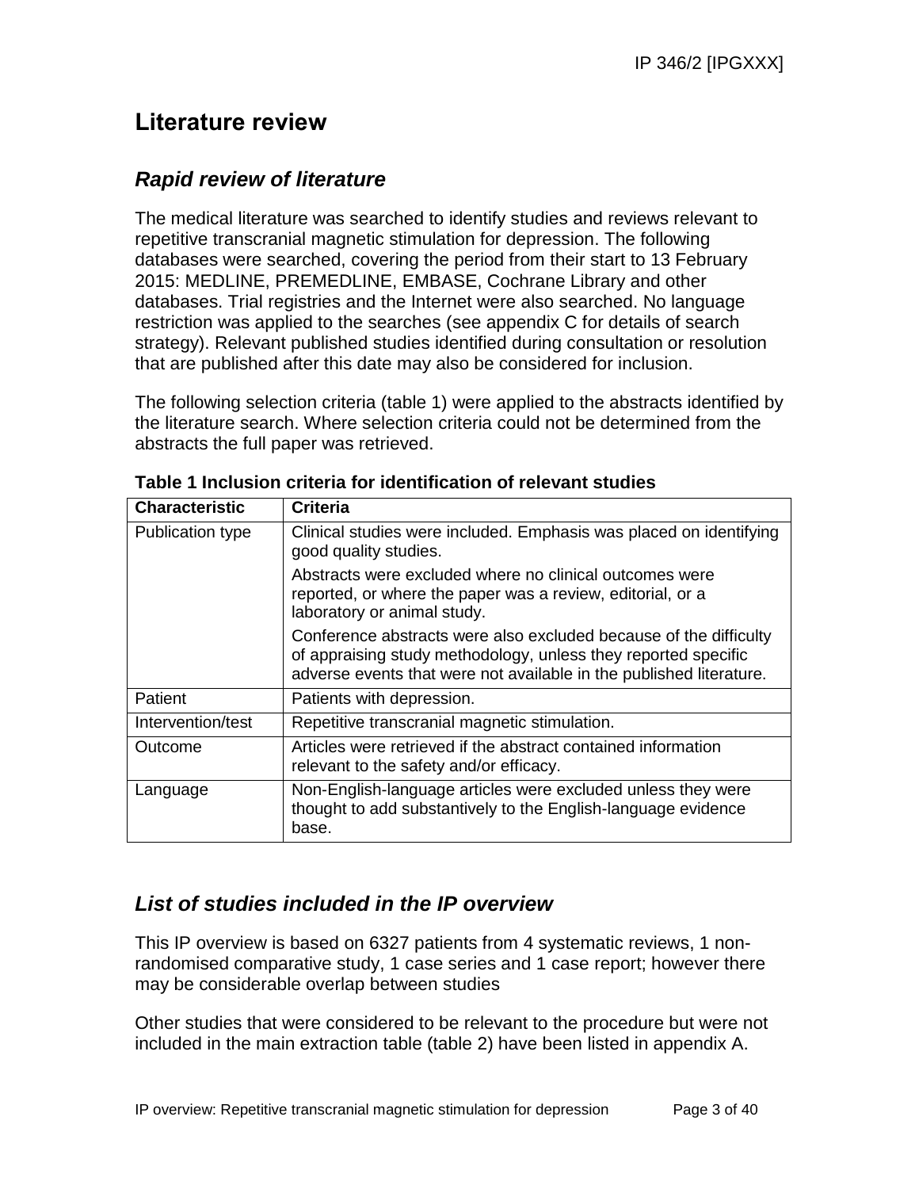# Literature review

## *Rapid review of literature*

The medical literature was searched to identify studies and reviews relevant to repetitive transcranial magnetic stimulation for depression. The following databases were searched, covering the period from their start to 13 February 2015: MEDLINE, PREMEDLINE, EMBASE, Cochrane Library and other databases. Trial registries and the Internet were also searched. No language restriction was applied to the searches (see appendix C for details of search strategy). Relevant published studies identified during consultation or resolution that are published after this date may also be considered for inclusion.

The following selection criteria (table 1) were applied to the abstracts identified by the literature search. Where selection criteria could not be determined from the abstracts the full paper was retrieved.

**Table 1 Inclusion criteria for identification of relevant studies**

| Characteristic | Criteria |
| --- | --- |
| Publication type | Clinical studies were included. Emphasis was placed on identifying good quality studies.<br><br>Abstracts were excluded where no clinical outcomes were reported, or where the paper was a review, editorial, or a laboratory or animal study.<br><br>Conference abstracts were also excluded because of the difficulty of appraising study methodology, unless they reported specific adverse events that were not available in the published literature. |
| Patient | Patients with depression. |
| Intervention/test | Repetitive transcranial magnetic stimulation. |
| Outcome | Articles were retrieved if the abstract contained information relevant to the safety and/or efficacy. |
| Language | Non-English-language articles were excluded unless they were thought to add substantively to the English-language evidence base. |

## *List of studies included in the IP overview*

This IP overview is based on 6327 patients from 4 systematic reviews, 1 non-randomised comparative study, 1 case series and 1 case report; however there may be considerable overlap between studies

Other studies that were considered to be relevant to the procedure but were not included in the main extraction table (table 2) have been listed in appendix A.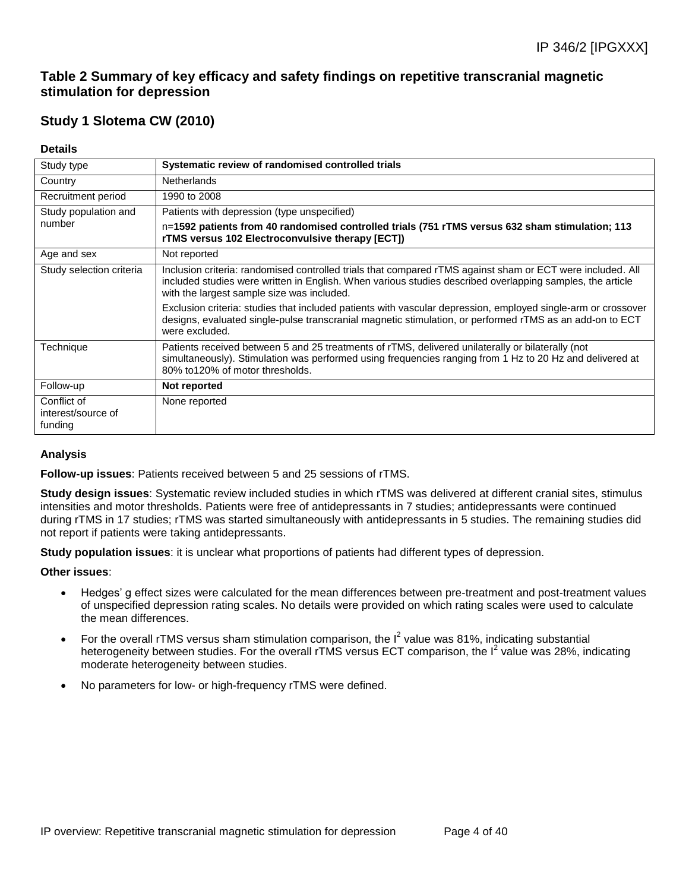## Table 2 Summary of key efficacy and safety findings on repetitive transcranial magnetic stimulation for depression

## Study 1 Slotema CW (2010)

**Details**

| | |
|---|---|
| Study type | **Systematic review of randomised controlled trials** |
| Country | Netherlands |
| Recruitment period | 1990 to 2008 |
| Study population and number | Patients with depression (type unspecified)<br>n=**1592 patients from 40 randomised controlled trials (751 rTMS versus 632 sham stimulation; 113 rTMS versus 102 Electroconvulsive therapy [ECT])** |
| Age and sex | Not reported |
| Study selection criteria | Inclusion criteria: randomised controlled trials that compared rTMS against sham or ECT were included. All included studies were written in English. When various studies described overlapping samples, the article with the largest sample size was included.<br>Exclusion criteria: studies that included patients with vascular depression, employed single-arm or crossover designs, evaluated single-pulse transcranial magnetic stimulation, or performed rTMS as an add-on to ECT were excluded. |
| Technique | Patients received between 5 and 25 treatments of rTMS, delivered unilaterally or bilaterally (not simultaneously). Stimulation was performed using frequencies ranging from 1 Hz to 20 Hz and delivered at 80% to120% of motor thresholds. |
| Follow-up | **Not reported** |
| Conflict of interest/source of funding | None reported |

**Analysis**

**Follow-up issues**: Patients received between 5 and 25 sessions of rTMS.

**Study design issues**: Systematic review included studies in which rTMS was delivered at different cranial sites, stimulus intensities and motor thresholds. Patients were free of antidepressants in 7 studies; antidepressants were continued during rTMS in 17 studies; rTMS was started simultaneously with antidepressants in 5 studies. The remaining studies did not report if patients were taking antidepressants.

**Study population issues**: it is unclear what proportions of patients had different types of depression.

**Other issues**:

- Hedges' g effect sizes were calculated for the mean differences between pre-treatment and post-treatment values of unspecified depression rating scales. No details were provided on which rating scales were used to calculate the mean differences.
- For the overall rTMS versus sham stimulation comparison, the $I^2$ value was 81%, indicating substantial heterogeneity between studies. For the overall rTMS versus ECT comparison, the $I^2$ value was 28%, indicating moderate heterogeneity between studies.
- No parameters for low- or high-frequency rTMS were defined.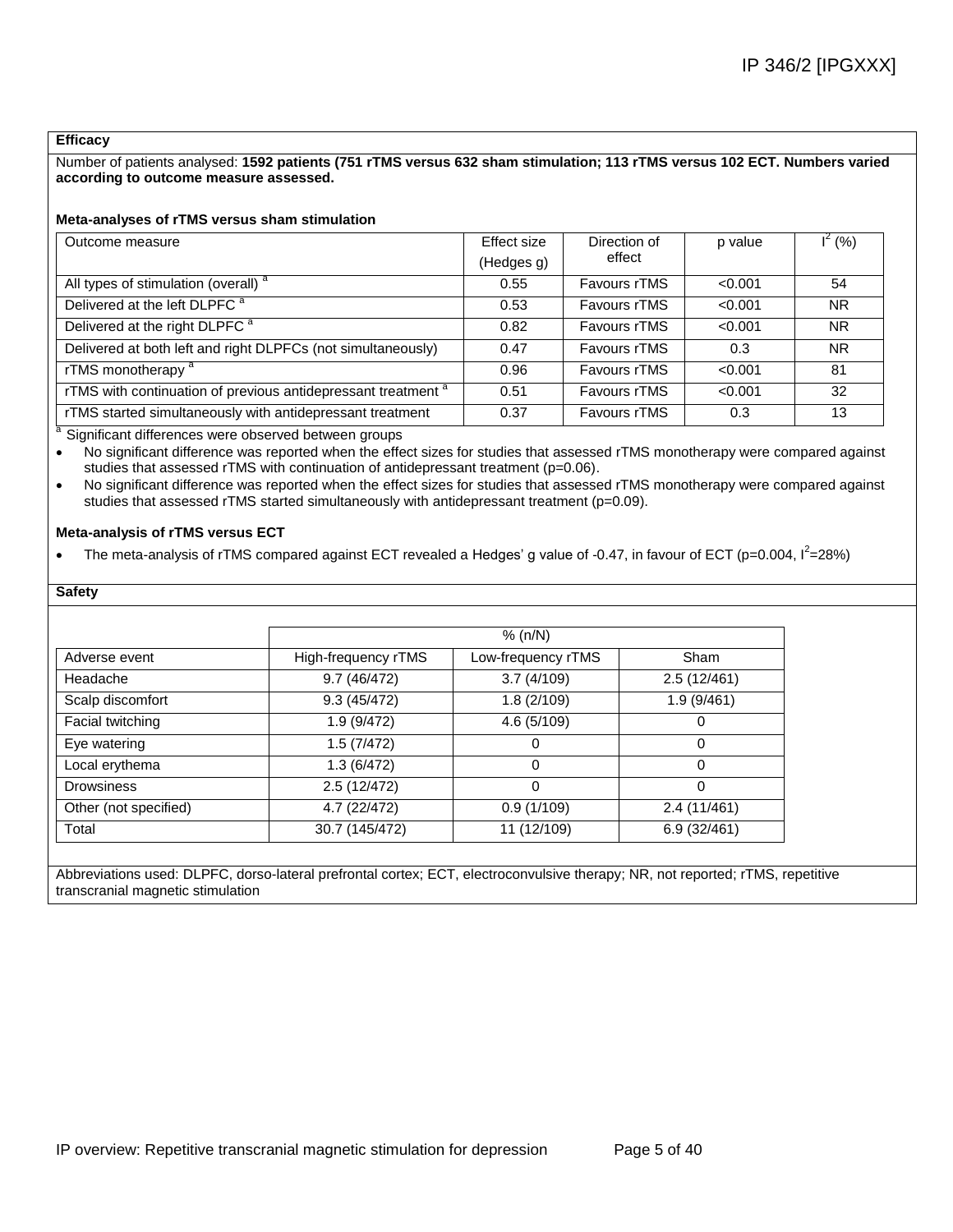**Efficacy**

Number of patients analysed: **1592 patients (751 rTMS versus 632 sham stimulation; 113 rTMS versus 102 ECT. Numbers varied according to outcome measure assessed.**

**Meta-analyses of rTMS versus sham stimulation**

| Outcome measure | Effect size (Hedges g) | Direction of effect | p value | $I^2$ (%) |
|---|---|---|---|---|
| All types of stimulation (overall) [a] | 0.55 | Favours rTMS | <0.001 | 54 |
| Delivered at the left DLPFC [a] | 0.53 | Favours rTMS | <0.001 | NR |
| Delivered at the right DLPFC [a] | 0.82 | Favours rTMS | <0.001 | NR |
| Delivered at both left and right DLPFCs (not simultaneously) | 0.47 | Favours rTMS | 0.3 | NR |
| rTMS monotherapy [a] | 0.96 | Favours rTMS | <0.001 | 81 |
| rTMS with continuation of previous antidepressant treatment [a] | 0.51 | Favours rTMS | <0.001 | 32 |
| rTMS started simultaneously with antidepressant treatment | 0.37 | Favours rTMS | 0.3 | 13 |

[a] Significant differences were observed between groups

- No significant difference was reported when the effect sizes for studies that assessed rTMS monotherapy were compared against studies that assessed rTMS with continuation of antidepressant treatment (p=0.06).
- No significant difference was reported when the effect sizes for studies that assessed rTMS monotherapy were compared against studies that assessed rTMS started simultaneously with antidepressant treatment (p=0.09).

**Meta-analysis of rTMS versus ECT**

- The meta-analysis of rTMS compared against ECT revealed a Hedges' g value of -0.47, in favour of ECT (p=0.004, $I^2$=28%)

**Safety**

| | % (n/N) | | |
|---|---|---|---|
| Adverse event | High-frequency rTMS | Low-frequency rTMS | Sham |
| Headache | 9.7 (46/472) | 3.7 (4/109) | 2.5 (12/461) |
| Scalp discomfort | 9.3 (45/472) | 1.8 (2/109) | 1.9 (9/461) |
| Facial twitching | 1.9 (9/472) | 4.6 (5/109) | 0 |
| Eye watering | 1.5 (7/472) | 0 | 0 |
| Local erythema | 1.3 (6/472) | 0 | 0 |
| Drowsiness | 2.5 (12/472) | 0 | 0 |
| Other (not specified) | 4.7 (22/472) | 0.9 (1/109) | 2.4 (11/461) |
| Total | 30.7 (145/472) | 11 (12/109) | 6.9 (32/461) |

Abbreviations used: DLPFC, dorso-lateral prefrontal cortex; ECT, electroconvulsive therapy; NR, not reported; rTMS, repetitive transcranial magnetic stimulation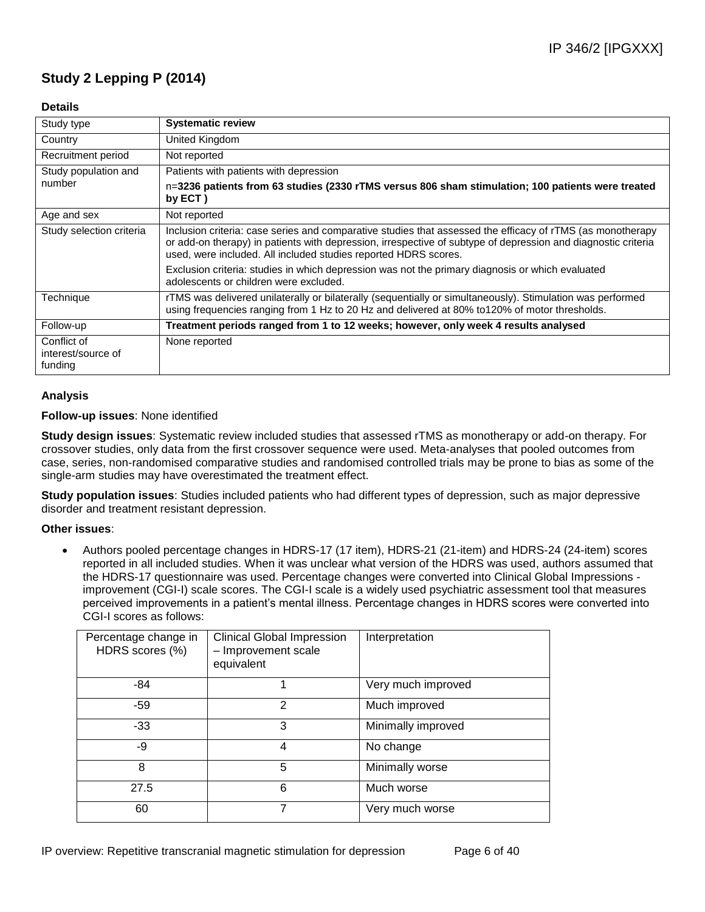## Study 2 Lepping P (2014)

### Details

| Study type | **Systematic review** |
|---|---|
| Country | United Kingdom |
| Recruitment period | Not reported |
| Study population and number | Patients with patients with depression<br>n=**3236 patients from 63 studies (2330 rTMS versus 806 sham stimulation; 100 patients were treated by ECT )** |
| Age and sex | Not reported |
| Study selection criteria | Inclusion criteria: case series and comparative studies that assessed the efficacy of rTMS (as monotherapy or add-on therapy) in patients with depression, irrespective of subtype of depression and diagnostic criteria used, were included. All included studies reported HDRS scores.<br>Exclusion criteria: studies in which depression was not the primary diagnosis or which evaluated adolescents or children were excluded. |
| Technique | rTMS was delivered unilaterally or bilaterally (sequentially or simultaneously). Stimulation was performed using frequencies ranging from 1 Hz to 20 Hz and delivered at 80% to120% of motor thresholds. |
| Follow-up | **Treatment periods ranged from 1 to 12 weeks; however, only week 4 results analysed** |
| Conflict of interest/source of funding | None reported |

### Analysis

**Follow-up issues**: None identified

**Study design issues**: Systematic review included studies that assessed rTMS as monotherapy or add-on therapy. For crossover studies, only data from the first crossover sequence were used. Meta-analyses that pooled outcomes from case, series, non-randomised comparative studies and randomised controlled trials may be prone to bias as some of the single-arm studies may have overestimated the treatment effect.

**Study population issues**: Studies included patients who had different types of depression, such as major depressive disorder and treatment resistant depression.

**Other issues**:

- Authors pooled percentage changes in HDRS-17 (17 item), HDRS-21 (21-item) and HDRS-24 (24-item) scores reported in all included studies. When it was unclear what version of the HDRS was used, authors assumed that the HDRS-17 questionnaire was used. Percentage changes were converted into Clinical Global Impressions - improvement (CGI-I) scale scores. The CGI-I scale is a widely used psychiatric assessment tool that measures perceived improvements in a patient's mental illness. Percentage changes in HDRS scores were converted into CGI-I scores as follows:

| Percentage change in HDRS scores (%) | Clinical Global Impression – Improvement scale equivalent | Interpretation |
|---|---|---|
| -84 | 1 | Very much improved |
| -59 | 2 | Much improved |
| -33 | 3 | Minimally improved |
| -9 | 4 | No change |
| 8 | 5 | Minimally worse |
| 27.5 | 6 | Much worse |
| 60 | 7 | Very much worse |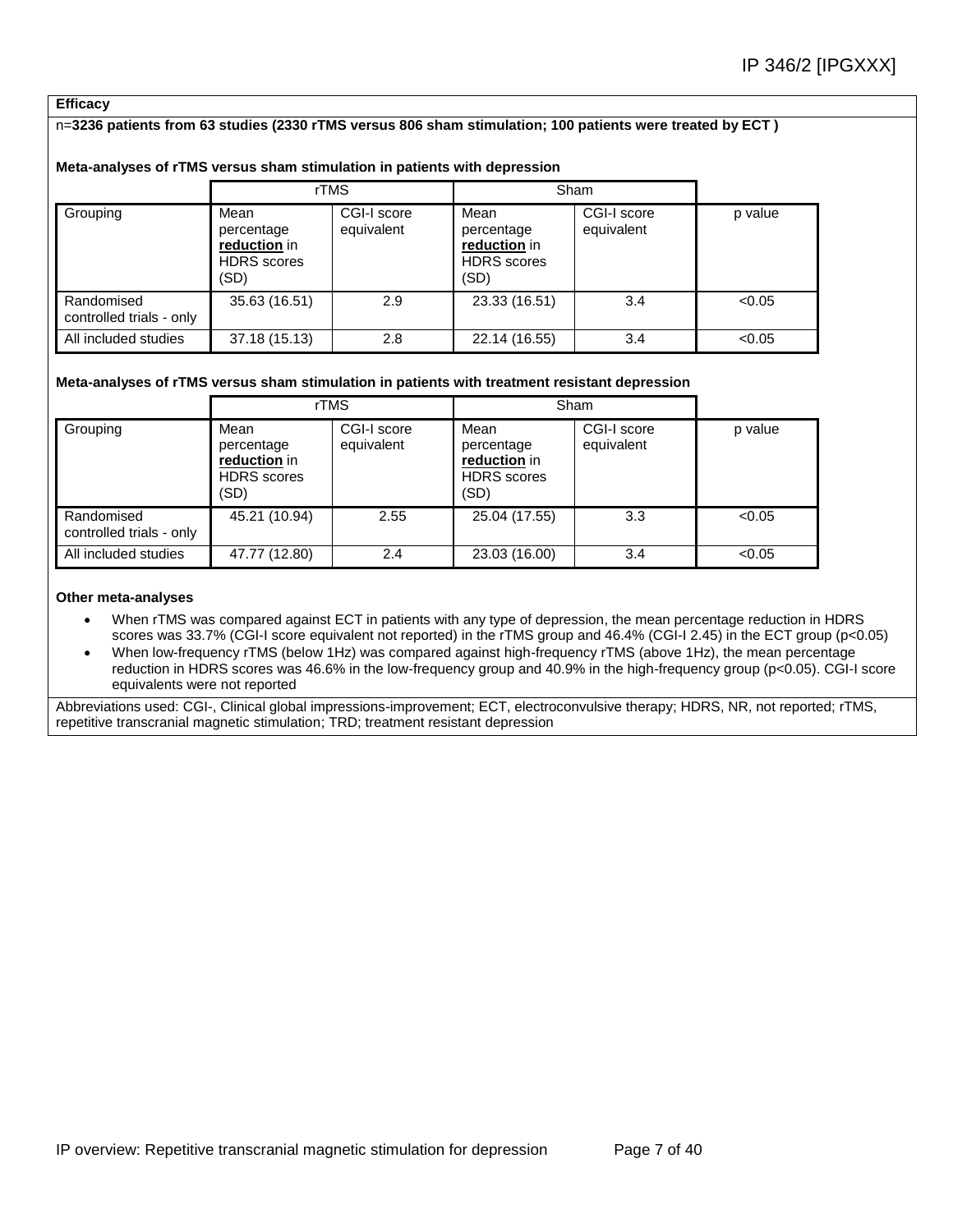**Efficacy**

n=**3236 patients from 63 studies (2330 rTMS versus 806 sham stimulation; 100 patients were treated by ECT )**

**Meta-analyses of rTMS versus sham stimulation in patients with depression**

| | rTMS | | Sham | | |
|---|---|---|---|---|---|
| Grouping | Mean percentage **reduction** in HDRS scores (SD) | CGI-I score equivalent | Mean percentage **reduction** in HDRS scores (SD) | CGI-I score equivalent | p value |
| Randomised controlled trials - only | 35.63 (16.51) | 2.9 | 23.33 (16.51) | 3.4 | <0.05 |
| All included studies | 37.18 (15.13) | 2.8 | 22.14 (16.55) | 3.4 | <0.05 |

**Meta-analyses of rTMS versus sham stimulation in patients with treatment resistant depression**

| | rTMS | | Sham | | |
|---|---|---|---|---|---|
| Grouping | Mean percentage **reduction** in HDRS scores (SD) | CGI-I score equivalent | Mean percentage **reduction** in HDRS scores (SD) | CGI-I score equivalent | p value |
| Randomised controlled trials - only | 45.21 (10.94) | 2.55 | 25.04 (17.55) | 3.3 | <0.05 |
| All included studies | 47.77 (12.80) | 2.4 | 23.03 (16.00) | 3.4 | <0.05 |

**Other meta-analyses**

- When rTMS was compared against ECT in patients with any type of depression, the mean percentage reduction in HDRS scores was 33.7% (CGI-I score equivalent not reported) in the rTMS group and 46.4% (CGI-I 2.45) in the ECT group (p<0.05)
- When low-frequency rTMS (below 1Hz) was compared against high-frequency rTMS (above 1Hz), the mean percentage reduction in HDRS scores was 46.6% in the low-frequency group and 40.9% in the high-frequency group (p<0.05). CGI-I score equivalents were not reported

Abbreviations used: CGI-, Clinical global impressions-improvement; ECT, electroconvulsive therapy; HDRS, NR, not reported; rTMS, repetitive transcranial magnetic stimulation; TRD; treatment resistant depression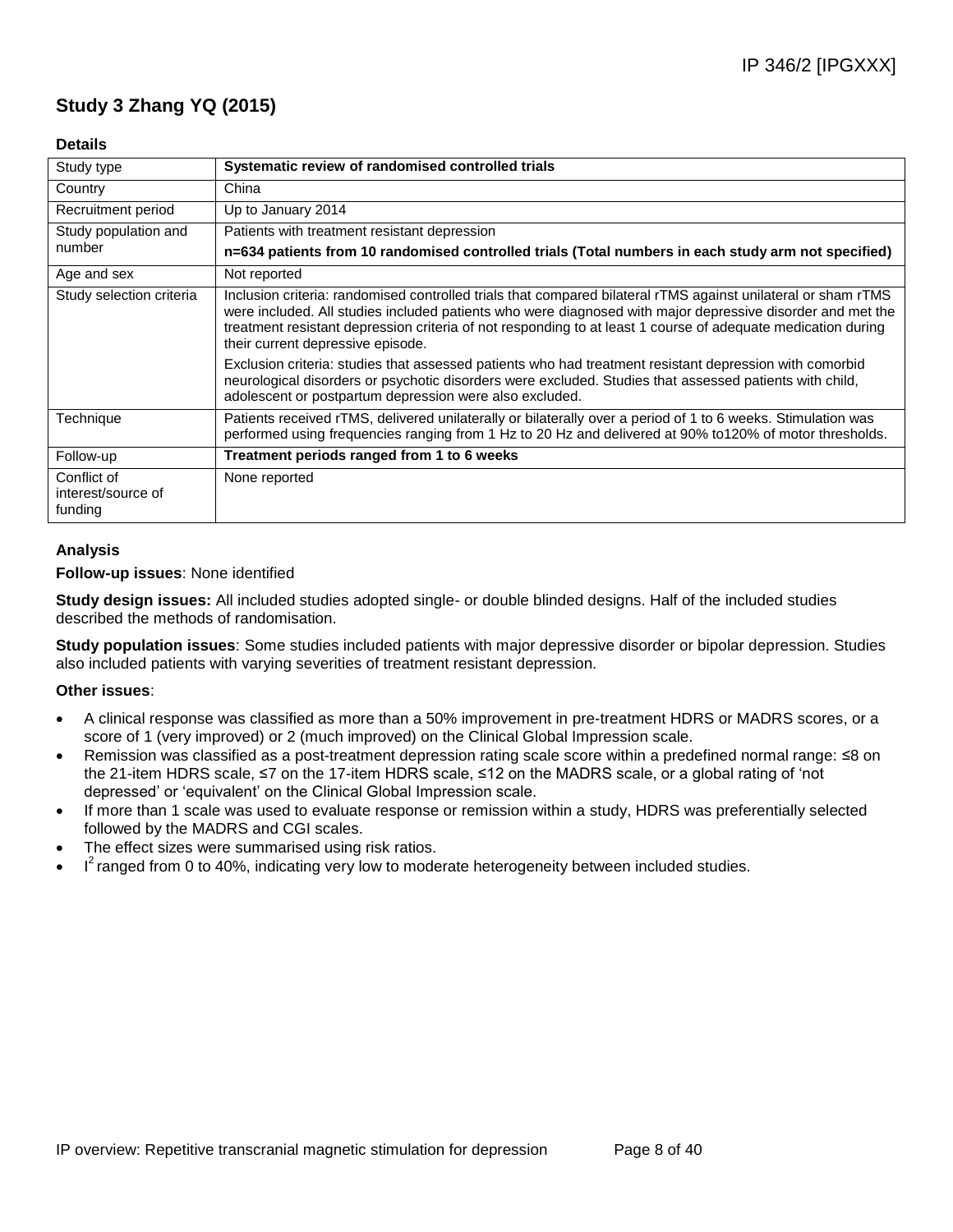## Study 3 Zhang YQ (2015)

### Details

| Study type | **Systematic review of randomised controlled trials** |
|---|---|
| Country | China |
| Recruitment period | Up to January 2014 |
| Study population and number | Patients with treatment resistant depression<br>**n=634 patients from 10 randomised controlled trials (Total numbers in each study arm not specified)** |
| Age and sex | Not reported |
| Study selection criteria | Inclusion criteria: randomised controlled trials that compared bilateral rTMS against unilateral or sham rTMS were included. All studies included patients who were diagnosed with major depressive disorder and met the treatment resistant depression criteria of not responding to at least 1 course of adequate medication during their current depressive episode.<br>Exclusion criteria: studies that assessed patients who had treatment resistant depression with comorbid neurological disorders or psychotic disorders were excluded. Studies that assessed patients with child, adolescent or postpartum depression were also excluded. |
| Technique | Patients received rTMS, delivered unilaterally or bilaterally over a period of 1 to 6 weeks. Stimulation was performed using frequencies ranging from 1 Hz to 20 Hz and delivered at 90% to120% of motor thresholds. |
| Follow-up | **Treatment periods ranged from 1 to 6 weeks** |
| Conflict of interest/source of funding | None reported |

### Analysis

**Follow-up issues**: None identified

**Study design issues:** All included studies adopted single- or double blinded designs. Half of the included studies described the methods of randomisation.

**Study population issues**: Some studies included patients with major depressive disorder or bipolar depression. Studies also included patients with varying severities of treatment resistant depression.

**Other issues**:

- A clinical response was classified as more than a 50% improvement in pre-treatment HDRS or MADRS scores, or a score of 1 (very improved) or 2 (much improved) on the Clinical Global Impression scale.
- Remission was classified as a post-treatment depression rating scale score within a predefined normal range: ≤8 on the 21-item HDRS scale, ≤7 on the 17-item HDRS scale, ≤12 on the MADRS scale, or a global rating of 'not depressed' or 'equivalent' on the Clinical Global Impression scale.
- If more than 1 scale was used to evaluate response or remission within a study, HDRS was preferentially selected followed by the MADRS and CGI scales.
- The effect sizes were summarised using risk ratios.
- $I^2$ ranged from 0 to 40%, indicating very low to moderate heterogeneity between included studies.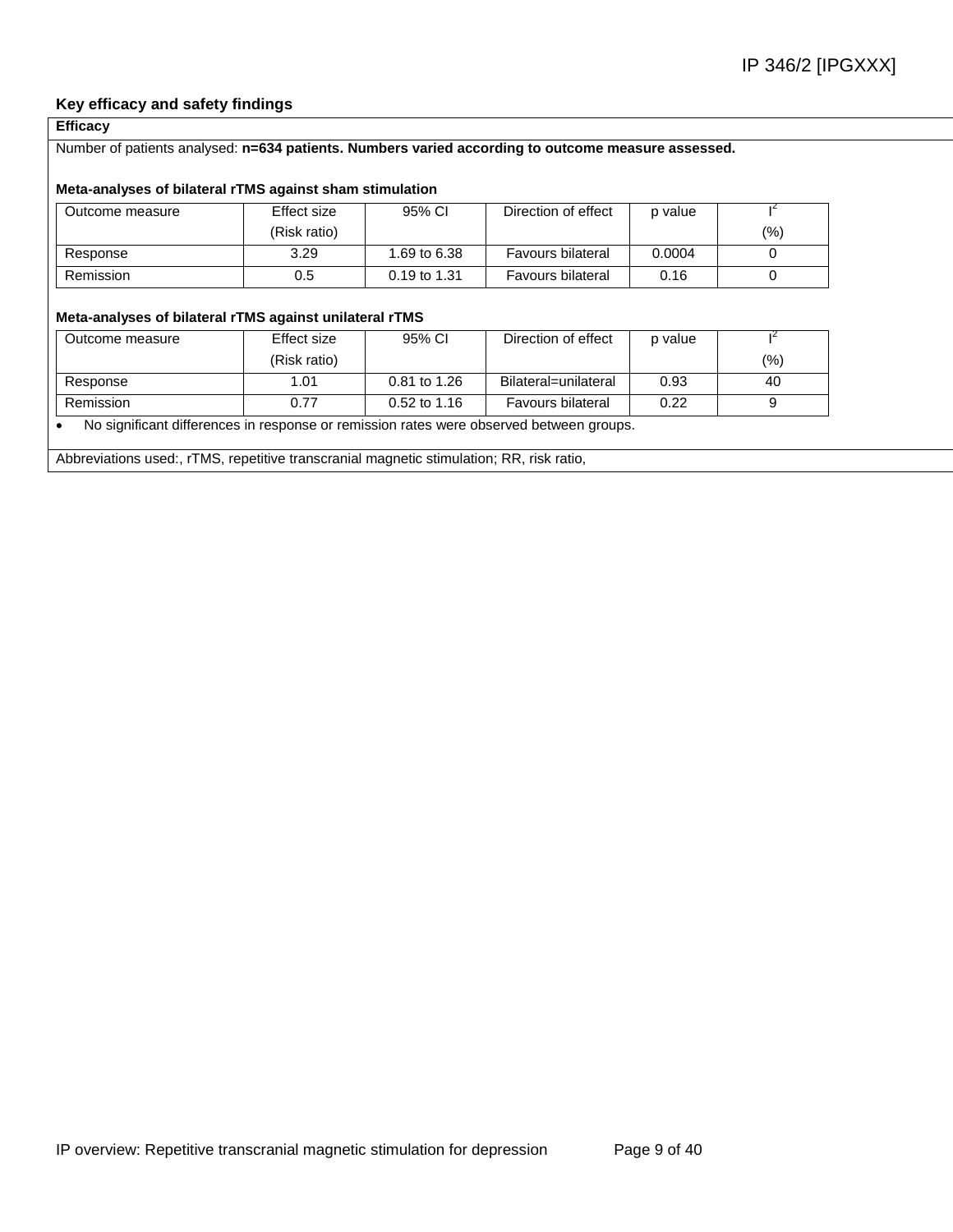### Key efficacy and safety findings

**Efficacy**

Number of patients analysed: **n=634 patients. Numbers varied according to outcome measure assessed.**

**Meta-analyses of bilateral rTMS against sham stimulation**

| Outcome measure | Effect size (Risk ratio) | 95% CI | Direction of effect | p value | $I^2$ (%) |
|---|---|---|---|---|---|
| Response | 3.29 | 1.69 to 6.38 | Favours bilateral | 0.0004 | 0 |
| Remission | 0.5 | 0.19 to 1.31 | Favours bilateral | 0.16 | 0 |

**Meta-analyses of bilateral rTMS against unilateral rTMS**

| Outcome measure | Effect size (Risk ratio) | 95% CI | Direction of effect | p value | $I^2$ (%) |
|---|---|---|---|---|---|
| Response | 1.01 | 0.81 to 1.26 | Bilateral=unilateral | 0.93 | 40 |
| Remission | 0.77 | 0.52 to 1.16 | Favours bilateral | 0.22 | 9 |

- No significant differences in response or remission rates were observed between groups.

Abbreviations used:, rTMS, repetitive transcranial magnetic stimulation; RR, risk ratio,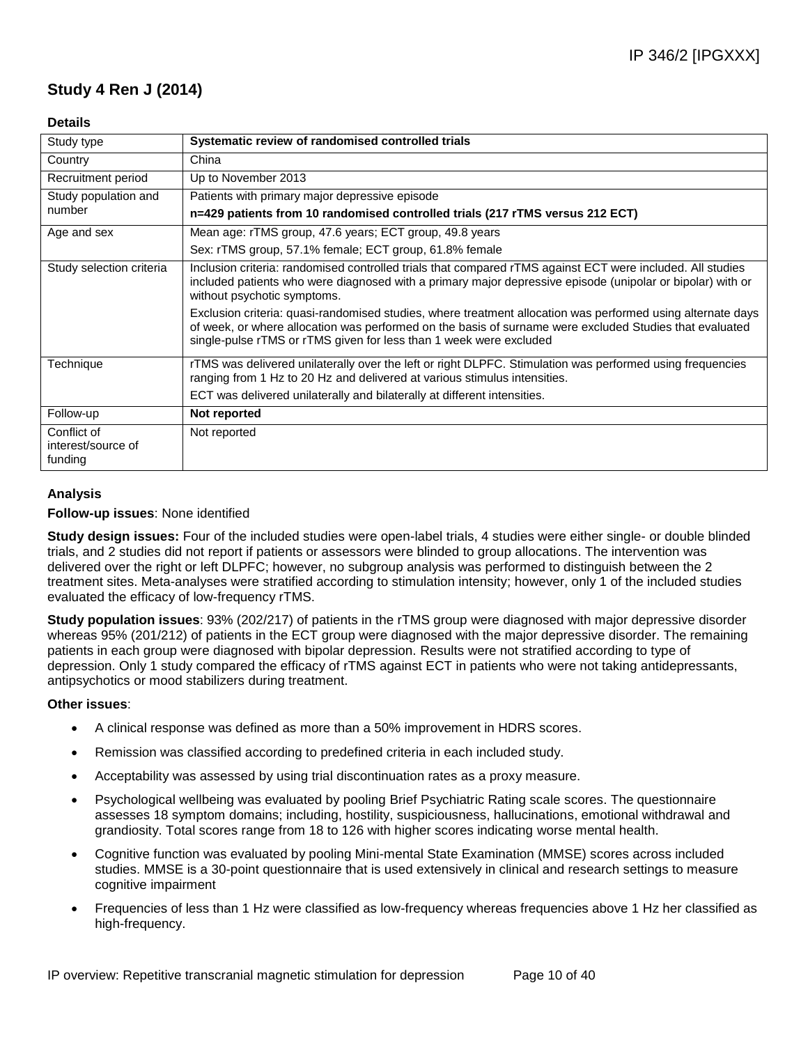## Study 4 Ren J (2014)

### Details

| Study type | **Systematic review of randomised controlled trials** |
|---|---|
| Country | China |
| Recruitment period | Up to November 2013 |
| Study population and number | Patients with primary major depressive episode<br>**n=429 patients from 10 randomised controlled trials (217 rTMS versus 212 ECT)** |
| Age and sex | Mean age: rTMS group, 47.6 years; ECT group, 49.8 years<br>Sex: rTMS group, 57.1% female; ECT group, 61.8% female |
| Study selection criteria | Inclusion criteria: randomised controlled trials that compared rTMS against ECT were included. All studies included patients who were diagnosed with a primary major depressive episode (unipolar or bipolar) with or without psychotic symptoms.<br>Exclusion criteria: quasi-randomised studies, where treatment allocation was performed using alternate days of week, or where allocation was performed on the basis of surname were excluded Studies that evaluated single-pulse rTMS or rTMS given for less than 1 week were excluded |
| Technique | rTMS was delivered unilaterally over the left or right DLPFC. Stimulation was performed using frequencies ranging from 1 Hz to 20 Hz and delivered at various stimulus intensities.<br>ECT was delivered unilaterally and bilaterally at different intensities. |
| Follow-up | **Not reported** |
| Conflict of interest/source of funding | Not reported |

### Analysis

**Follow-up issues**: None identified

**Study design issues:** Four of the included studies were open-label trials, 4 studies were either single- or double blinded trials, and 2 studies did not report if patients or assessors were blinded to group allocations. The intervention was delivered over the right or left DLPFC; however, no subgroup analysis was performed to distinguish between the 2 treatment sites. Meta-analyses were stratified according to stimulation intensity; however, only 1 of the included studies evaluated the efficacy of low-frequency rTMS.

**Study population issues**: 93% (202/217) of patients in the rTMS group were diagnosed with major depressive disorder whereas 95% (201/212) of patients in the ECT group were diagnosed with the major depressive disorder. The remaining patients in each group were diagnosed with bipolar depression. Results were not stratified according to type of depression. Only 1 study compared the efficacy of rTMS against ECT in patients who were not taking antidepressants, antipsychotics or mood stabilizers during treatment.

**Other issues**:

- A clinical response was defined as more than a 50% improvement in HDRS scores.
- Remission was classified according to predefined criteria in each included study.
- Acceptability was assessed by using trial discontinuation rates as a proxy measure.
- Psychological wellbeing was evaluated by pooling Brief Psychiatric Rating scale scores. The questionnaire assesses 18 symptom domains; including, hostility, suspiciousness, hallucinations, emotional withdrawal and grandiosity. Total scores range from 18 to 126 with higher scores indicating worse mental health.
- Cognitive function was evaluated by pooling Mini-mental State Examination (MMSE) scores across included studies. MMSE is a 30-point questionnaire that is used extensively in clinical and research settings to measure cognitive impairment
- Frequencies of less than 1 Hz were classified as low-frequency whereas frequencies above 1 Hz her classified as high-frequency.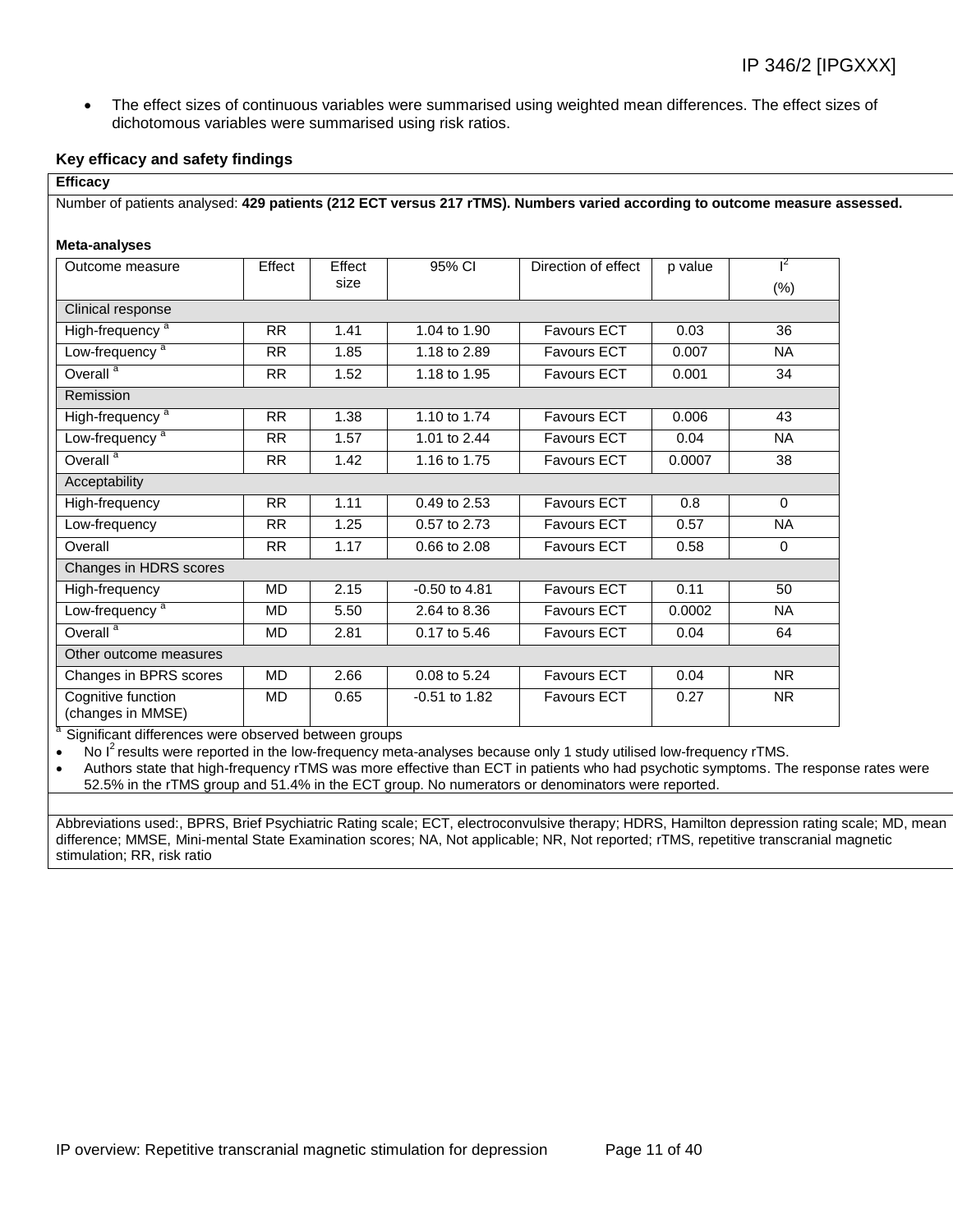- The effect sizes of continuous variables were summarised using weighted mean differences. The effect sizes of dichotomous variables were summarised using risk ratios.

## Key efficacy and safety findings

**Efficacy**

Number of patients analysed: **429 patients (212 ECT versus 217 rTMS). Numbers varied according to outcome measure assessed.**

**Meta-analyses**

| Outcome measure | Effect | Effect size | 95% CI | Direction of effect | p value | $I^2$ (%) |
|---|---|---|---|---|---|---|
| Clinical response | | | | | | |
| High-frequency [a] | RR | 1.41 | 1.04 to 1.90 | Favours ECT | 0.03 | 36 |
| Low-frequency [a] | RR | 1.85 | 1.18 to 2.89 | Favours ECT | 0.007 | NA |
| Overall [a] | RR | 1.52 | 1.18 to 1.95 | Favours ECT | 0.001 | 34 |
| Remission | | | | | | |
| High-frequency [a] | RR | 1.38 | 1.10 to 1.74 | Favours ECT | 0.006 | 43 |
| Low-frequency [a] | RR | 1.57 | 1.01 to 2.44 | Favours ECT | 0.04 | NA |
| Overall [a] | RR | 1.42 | 1.16 to 1.75 | Favours ECT | 0.0007 | 38 |
| Acceptability | | | | | | |
| High-frequency | RR | 1.11 | 0.49 to 2.53 | Favours ECT | 0.8 | 0 |
| Low-frequency | RR | 1.25 | 0.57 to 2.73 | Favours ECT | 0.57 | NA |
| Overall | RR | 1.17 | 0.66 to 2.08 | Favours ECT | 0.58 | 0 |
| Changes in HDRS scores | | | | | | |
| High-frequency | MD | 2.15 | -0.50 to 4.81 | Favours ECT | 0.11 | 50 |
| Low-frequency [a] | MD | 5.50 | 2.64 to 8.36 | Favours ECT | 0.0002 | NA |
| Overall [a] | MD | 2.81 | 0.17 to 5.46 | Favours ECT | 0.04 | 64 |
| Other outcome measures | | | | | | |
| Changes in BPRS scores | MD | 2.66 | 0.08 to 5.24 | Favours ECT | 0.04 | NR |
| Cognitive function (changes in MMSE) | MD | 0.65 | -0.51 to 1.82 | Favours ECT | 0.27 | NR |

[a] Significant differences were observed between groups

- No $I^2$ results were reported in the low-frequency meta-analyses because only 1 study utilised low-frequency rTMS.
- Authors state that high-frequency rTMS was more effective than ECT in patients who had psychotic symptoms. The response rates were 52.5% in the rTMS group and 51.4% in the ECT group. No numerators or denominators were reported.

Abbreviations used:, BPRS, Brief Psychiatric Rating scale; ECT, electroconvulsive therapy; HDRS, Hamilton depression rating scale; MD, mean difference; MMSE, Mini-mental State Examination scores; NA, Not applicable; NR, Not reported; rTMS, repetitive transcranial magnetic stimulation; RR, risk ratio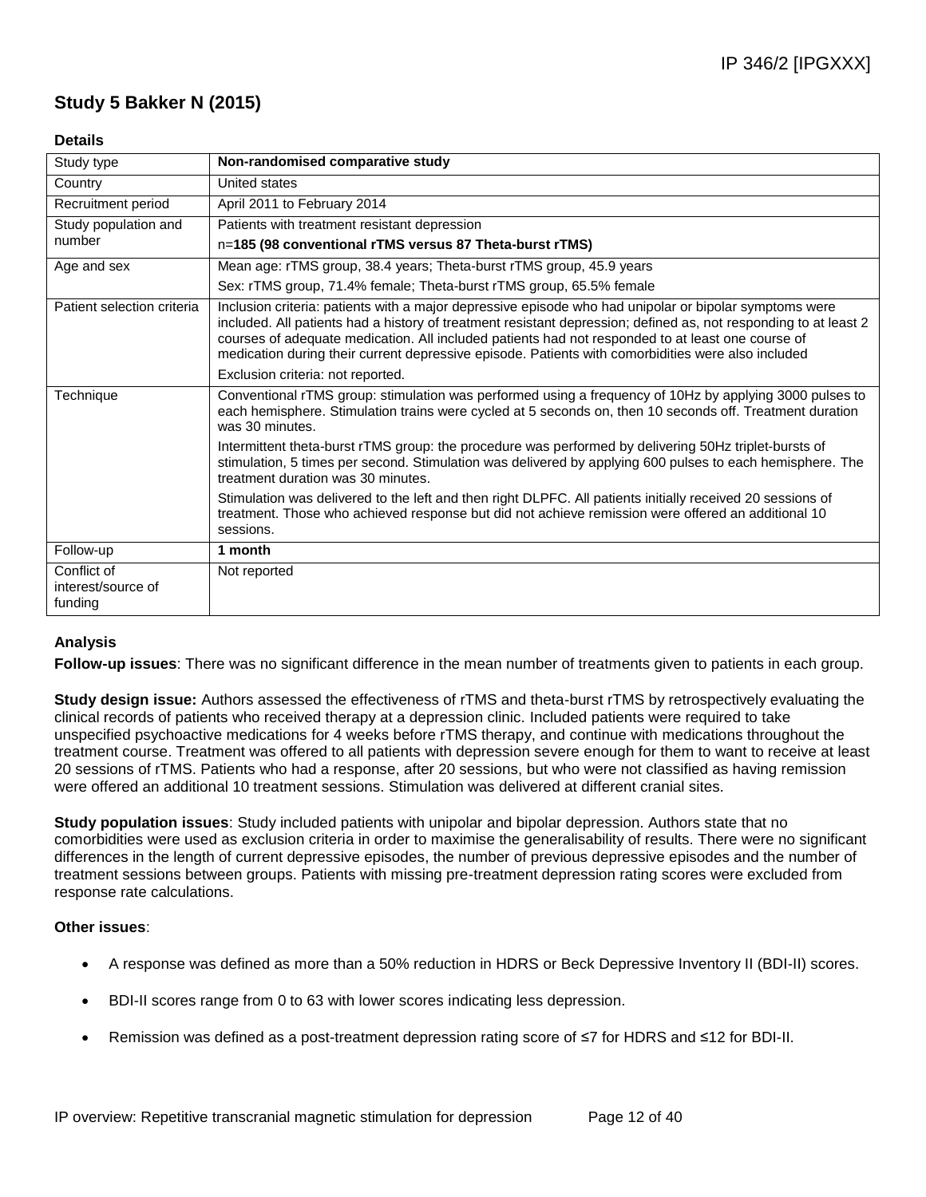## Study 5 Bakker N (2015)

### Details

| Study type | **Non-randomised comparative study** |
|---|---|
| Country | United states |
| Recruitment period | April 2011 to February 2014 |
| Study population and number | Patients with treatment resistant depression<br>n=**185 (98 conventional rTMS versus 87 Theta-burst rTMS)** |
| Age and sex | Mean age: rTMS group, 38.4 years; Theta-burst rTMS group, 45.9 years<br>Sex: rTMS group, 71.4% female; Theta-burst rTMS group, 65.5% female |
| Patient selection criteria | Inclusion criteria: patients with a major depressive episode who had unipolar or bipolar symptoms were included. All patients had a history of treatment resistant depression; defined as, not responding to at least 2 courses of adequate medication. All included patients had not responded to at least one course of medication during their current depressive episode. Patients with comorbidities were also included<br>Exclusion criteria: not reported. |
| Technique | Conventional rTMS group: stimulation was performed using a frequency of 10Hz by applying 3000 pulses to each hemisphere. Stimulation trains were cycled at 5 seconds on, then 10 seconds off. Treatment duration was 30 minutes.<br>Intermittent theta-burst rTMS group: the procedure was performed by delivering 50Hz triplet-bursts of stimulation, 5 times per second. Stimulation was delivered by applying 600 pulses to each hemisphere. The treatment duration was 30 minutes.<br>Stimulation was delivered to the left and then right DLPFC. All patients initially received 20 sessions of treatment. Those who achieved response but did not achieve remission were offered an additional 10 sessions. |
| Follow-up | **1 month** |
| Conflict of interest/source of funding | Not reported |

### Analysis

**Follow-up issues**: There was no significant difference in the mean number of treatments given to patients in each group.

**Study design issue:** Authors assessed the effectiveness of rTMS and theta-burst rTMS by retrospectively evaluating the clinical records of patients who received therapy at a depression clinic. Included patients were required to take unspecified psychoactive medications for 4 weeks before rTMS therapy, and continue with medications throughout the treatment course. Treatment was offered to all patients with depression severe enough for them to want to receive at least 20 sessions of rTMS. Patients who had a response, after 20 sessions, but who were not classified as having remission were offered an additional 10 treatment sessions. Stimulation was delivered at different cranial sites.

**Study population issues**: Study included patients with unipolar and bipolar depression. Authors state that no comorbidities were used as exclusion criteria in order to maximise the generalisability of results. There were no significant differences in the length of current depressive episodes, the number of previous depressive episodes and the number of treatment sessions between groups. Patients with missing pre-treatment depression rating scores were excluded from response rate calculations.

**Other issues**:

- A response was defined as more than a 50% reduction in HDRS or Beck Depressive Inventory II (BDI-II) scores.
- BDI-II scores range from 0 to 63 with lower scores indicating less depression.
- Remission was defined as a post-treatment depression rating score of ≤7 for HDRS and ≤12 for BDI-II.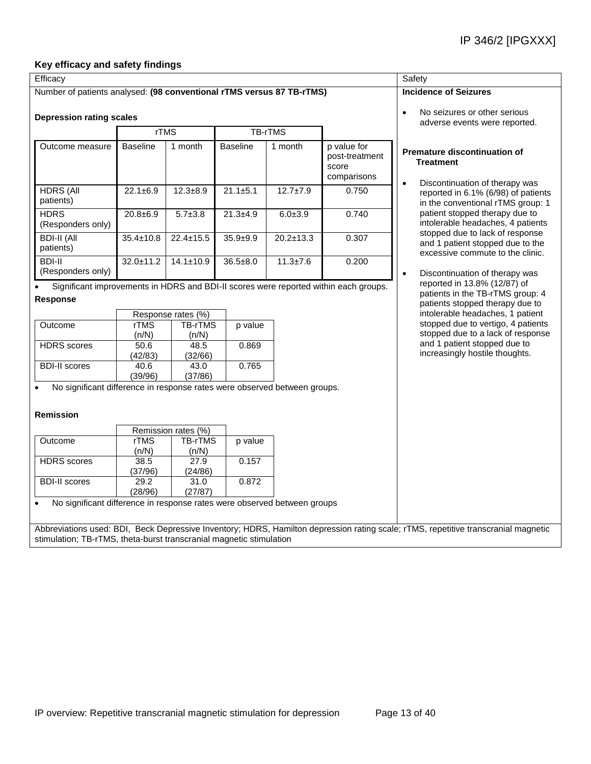IP 346/2 [IPGXXX]

### Key efficacy and safety findings

**Efficacy**

Number of patients analysed: **(98 conventional rTMS versus 87 TB-rTMS)**

**Depression rating scales**

| | rTMS | | TB-rTMS | | |
|---|---|---|---|---|---|
| Outcome measure | Baseline | 1 month | Baseline | 1 month | p value for post-treatment score comparisons |
| HDRS (All patients) | 22.1±6.9 | 12.3±8.9 | 21.1±5.1 | 12.7±7.9 | 0.750 |
| HDRS (Responders only) | 20.8±6.9 | 5.7±3.8 | 21.3±4.9 | 6.0±3.9 | 0.740 |
| BDI-II (All patients) | 35.4±10.8 | 22.4±15.5 | 35.9±9.9 | 20.2±13.3 | 0.307 |
| BDI-II (Responders only) | 32.0±11.2 | 14.1±10.9 | 36.5±8.0 | 11.3±7.6 | 0.200 |

- Significant improvements in HDRS and BDI-II scores were reported within each groups.

**Response**

| | Response rates (%) | | |
|---|---|---|---|
| Outcome | rTMS (n/N) | TB-rTMS (n/N) | p value |
| HDRS scores | 50.6 (42/83) | 48.5 (32/66) | 0.869 |
| BDI-II scores | 40.6 (39/96) | 43.0 (37/86) | 0.765 |

- No significant difference in response rates were observed between groups.

**Remission**

| | Remission rates (%) | | |
|---|---|---|---|
| Outcome | rTMS (n/N) | TB-rTMS (n/N) | p value |
| HDRS scores | 38.5 (37/96) | 27.9 (24/86) | 0.157 |
| BDI-II scores | 29.2 (28/96) | 31.0 (27/87) | 0.872 |

- No significant difference in response rates were observed between groups

**Safety**

**Incidence of Seizures**

- No seizures or other serious adverse events were reported.

**Premature discontinuation of Treatment**

- Discontinuation of therapy was reported in 6.1% (6/98) of patients in the conventional rTMS group: 1 patient stopped therapy due to intolerable headaches, 4 patients stopped due to lack of response and 1 patient stopped due to the excessive commute to the clinic.
- Discontinuation of therapy was reported in 13.8% (12/87) of patients in the TB-rTMS group: 4 patients stopped therapy due to intolerable headaches, 1 patient stopped due to vertigo, 4 patients stopped due to a lack of response and 1 patient stopped due to increasingly hostile thoughts.

Abbreviations used: BDI, Beck Depressive Inventory; HDRS, Hamilton depression rating scale; rTMS, repetitive transcranial magnetic stimulation; TB-rTMS, theta-burst transcranial magnetic stimulation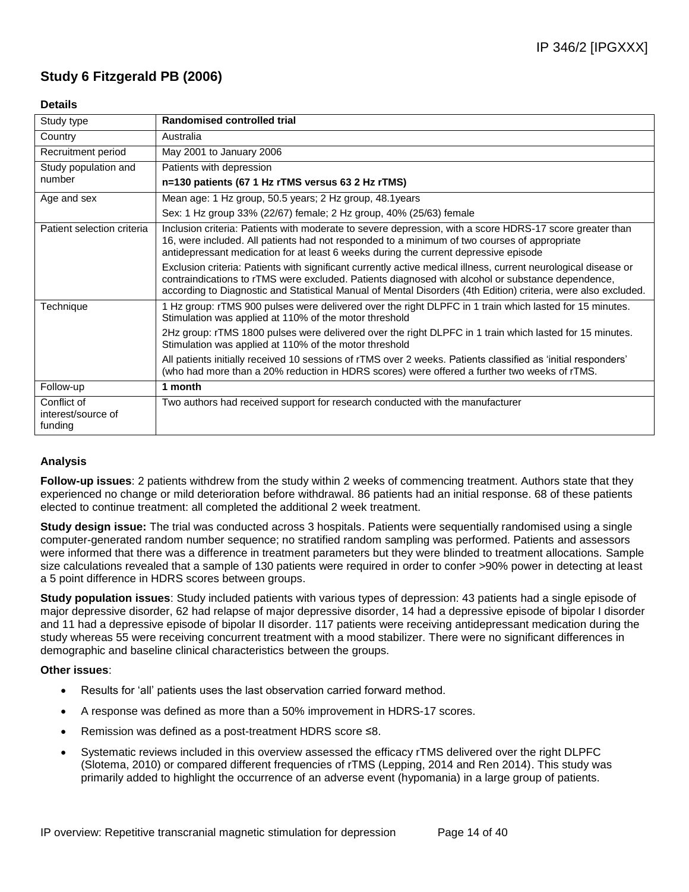## Study 6 Fitzgerald PB (2006)

**Details**

| Study type | **Randomised controlled trial** |
|---|---|
| Country | Australia |
| Recruitment period | May 2001 to January 2006 |
| Study population and number | Patients with depression<br>**n=130 patients (67 1 Hz rTMS versus 63 2 Hz rTMS)** |
| Age and sex | Mean age: 1 Hz group, 50.5 years; 2 Hz group, 48.1years<br>Sex: 1 Hz group 33% (22/67) female; 2 Hz group, 40% (25/63) female |
| Patient selection criteria | Inclusion criteria: Patients with moderate to severe depression, with a score HDRS-17 score greater than 16, were included. All patients had not responded to a minimum of two courses of appropriate antidepressant medication for at least 6 weeks during the current depressive episode<br>Exclusion criteria: Patients with significant currently active medical illness, current neurological disease or contraindications to rTMS were excluded. Patients diagnosed with alcohol or substance dependence, according to Diagnostic and Statistical Manual of Mental Disorders (4th Edition) criteria, were also excluded. |
| Technique | 1 Hz group: rTMS 900 pulses were delivered over the right DLPFC in 1 train which lasted for 15 minutes. Stimulation was applied at 110% of the motor threshold<br>2Hz group: rTMS 1800 pulses were delivered over the right DLPFC in 1 train which lasted for 15 minutes. Stimulation was applied at 110% of the motor threshold<br>All patients initially received 10 sessions of rTMS over 2 weeks. Patients classified as 'initial responders' (who had more than a 20% reduction in HDRS scores) were offered a further two weeks of rTMS. |
| Follow-up | **1 month** |
| Conflict of interest/source of funding | Two authors had received support for research conducted with the manufacturer |

**Analysis**

**Follow-up issues**: 2 patients withdrew from the study within 2 weeks of commencing treatment. Authors state that they experienced no change or mild deterioration before withdrawal. 86 patients had an initial response. 68 of these patients elected to continue treatment: all completed the additional 2 week treatment.

**Study design issue:** The trial was conducted across 3 hospitals. Patients were sequentially randomised using a single computer-generated random number sequence; no stratified random sampling was performed. Patients and assessors were informed that there was a difference in treatment parameters but they were blinded to treatment allocations. Sample size calculations revealed that a sample of 130 patients were required in order to confer >90% power in detecting at least a 5 point difference in HDRS scores between groups.

**Study population issues**: Study included patients with various types of depression: 43 patients had a single episode of major depressive disorder, 62 had relapse of major depressive disorder, 14 had a depressive episode of bipolar I disorder and 11 had a depressive episode of bipolar II disorder. 117 patients were receiving antidepressant medication during the study whereas 55 were receiving concurrent treatment with a mood stabilizer. There were no significant differences in demographic and baseline clinical characteristics between the groups.

**Other issues**:

- Results for 'all' patients uses the last observation carried forward method.
- A response was defined as more than a 50% improvement in HDRS-17 scores.
- Remission was defined as a post-treatment HDRS score ≤8.
- Systematic reviews included in this overview assessed the efficacy rTMS delivered over the right DLPFC (Slotema, 2010) or compared different frequencies of rTMS (Lepping, 2014 and Ren 2014). This study was primarily added to highlight the occurrence of an adverse event (hypomania) in a large group of patients.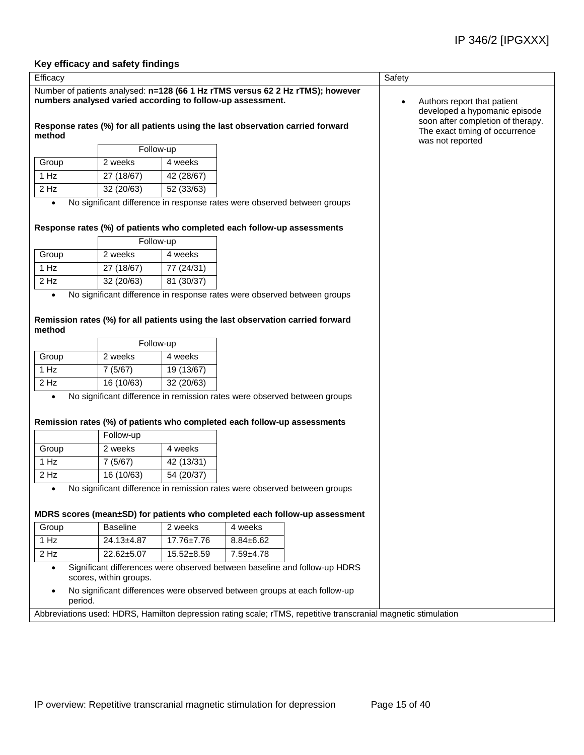## Key efficacy and safety findings

**Efficacy**

Number of patients analysed: **n=128 (66 1 Hz rTMS versus 62 2 Hz rTMS); however numbers analysed varied according to follow-up assessment.**

**Response rates (%) for all patients using the last observation carried forward method**

| | Follow-up | |
|---|---|---|
| Group | 2 weeks | 4 weeks |
| 1 Hz | 27 (18/67) | 42 (28/67) |
| 2 Hz | 32 (20/63) | 52 (33/63) |

- No significant difference in response rates were observed between groups

**Response rates (%) of patients who completed each follow-up assessments**

| | Follow-up | |
|---|---|---|
| Group | 2 weeks | 4 weeks |
| 1 Hz | 27 (18/67) | 77 (24/31) |
| 2 Hz | 32 (20/63) | 81 (30/37) |

- No significant difference in response rates were observed between groups

**Remission rates (%) for all patients using the last observation carried forward method**

| | Follow-up | |
|---|---|---|
| Group | 2 weeks | 4 weeks |
| 1 Hz | 7 (5/67) | 19 (13/67) |
| 2 Hz | 16 (10/63) | 32 (20/63) |

- No significant difference in remission rates were observed between groups

**Remission rates (%) of patients who completed each follow-up assessments**

| | Follow-up | |
|---|---|---|
| Group | 2 weeks | 4 weeks |
| 1 Hz | 7 (5/67) | 42 (13/31) |
| 2 Hz | 16 (10/63) | 54 (20/37) |

- No significant difference in remission rates were observed between groups

**MDRS scores (mean±SD) for patients who completed each follow-up assessment**

| Group | Baseline | 2 weeks | 4 weeks |
|---|---|---|---|
| 1 Hz | 24.13±4.87 | 17.76±7.76 | 8.84±6.62 |
| 2 Hz | 22.62±5.07 | 15.52±8.59 | 7.59±4.78 |

- Significant differences were observed between baseline and follow-up HDRS scores, within groups.
- No significant differences were observed between groups at each follow-up period.

**Safety**

- Authors report that patient developed a hypomanic episode soon after completion of therapy. The exact timing of occurrence was not reported

Abbreviations used: HDRS, Hamilton depression rating scale; rTMS, repetitive transcranial magnetic stimulation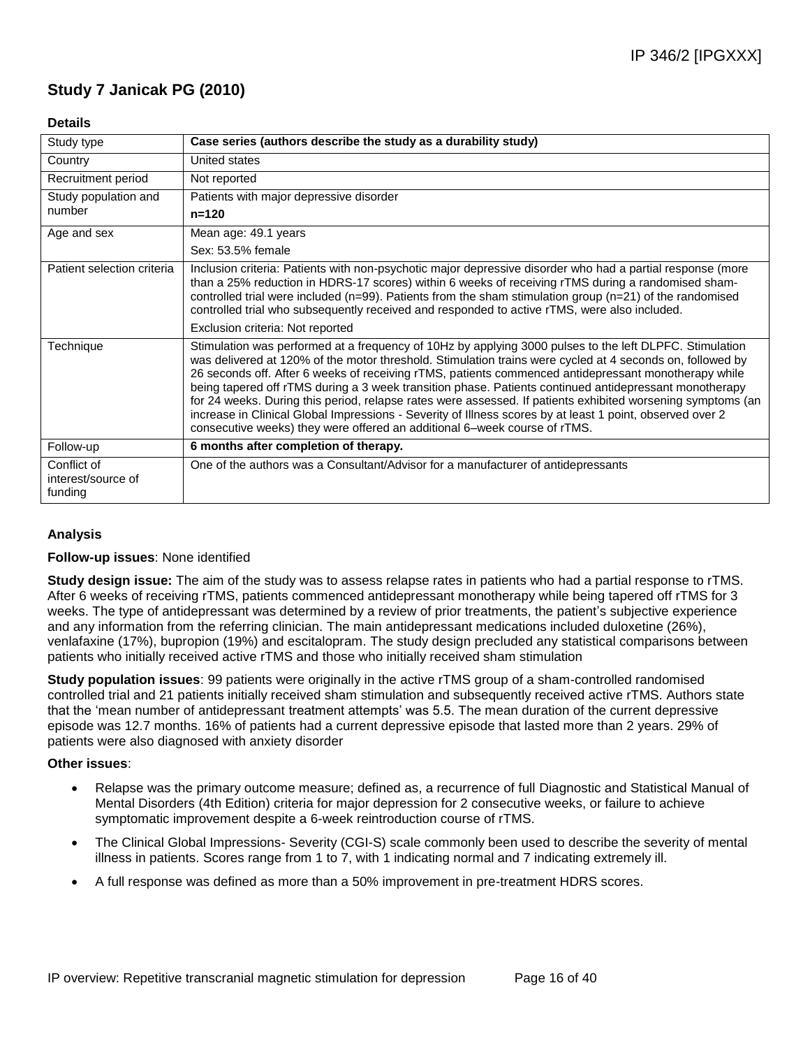## Study 7 Janicak PG (2010)

### Details

| Study type | **Case series (authors describe the study as a durability study)** |
|---|---|
| Country | United states |
| Recruitment period | Not reported |
| Study population and number | Patients with major depressive disorder<br>**n=120** |
| Age and sex | Mean age: 49.1 years<br>Sex: 53.5% female |
| Patient selection criteria | Inclusion criteria: Patients with non-psychotic major depressive disorder who had a partial response (more than a 25% reduction in HDRS-17 scores) within 6 weeks of receiving rTMS during a randomised sham-controlled trial were included (n=99). Patients from the sham stimulation group (n=21) of the randomised controlled trial who subsequently received and responded to active rTMS, were also included.<br>Exclusion criteria: Not reported |
| Technique | Stimulation was performed at a frequency of 10Hz by applying 3000 pulses to the left DLPFC. Stimulation was delivered at 120% of the motor threshold. Stimulation trains were cycled at 4 seconds on, followed by 26 seconds off. After 6 weeks of receiving rTMS, patients commenced antidepressant monotherapy while being tapered off rTMS during a 3 week transition phase. Patients continued antidepressant monotherapy for 24 weeks. During this period, relapse rates were assessed. If patients exhibited worsening symptoms (an increase in Clinical Global Impressions - Severity of Illness scores by at least 1 point, observed over 2 consecutive weeks) they were offered an additional 6–week course of rTMS. |
| Follow-up | **6 months after completion of therapy.** |
| Conflict of interest/source of funding | One of the authors was a Consultant/Advisor for a manufacturer of antidepressants |

### Analysis

**Follow-up issues**: None identified

**Study design issue:** The aim of the study was to assess relapse rates in patients who had a partial response to rTMS. After 6 weeks of receiving rTMS, patients commenced antidepressant monotherapy while being tapered off rTMS for 3 weeks. The type of antidepressant was determined by a review of prior treatments, the patient's subjective experience and any information from the referring clinician. The main antidepressant medications included duloxetine (26%), venlafaxine (17%), bupropion (19%) and escitalopram. The study design precluded any statistical comparisons between patients who initially received active rTMS and those who initially received sham stimulation

**Study population issues**: 99 patients were originally in the active rTMS group of a sham-controlled randomised controlled trial and 21 patients initially received sham stimulation and subsequently received active rTMS. Authors state that the 'mean number of antidepressant treatment attempts' was 5.5. The mean duration of the current depressive episode was 12.7 months. 16% of patients had a current depressive episode that lasted more than 2 years. 29% of patients were also diagnosed with anxiety disorder

**Other issues**:

- Relapse was the primary outcome measure; defined as, a recurrence of full Diagnostic and Statistical Manual of Mental Disorders (4th Edition) criteria for major depression for 2 consecutive weeks, or failure to achieve symptomatic improvement despite a 6-week reintroduction course of rTMS.
- The Clinical Global Impressions- Severity (CGI-S) scale commonly been used to describe the severity of mental illness in patients. Scores range from 1 to 7, with 1 indicating normal and 7 indicating extremely ill.
- A full response was defined as more than a 50% improvement in pre-treatment HDRS scores.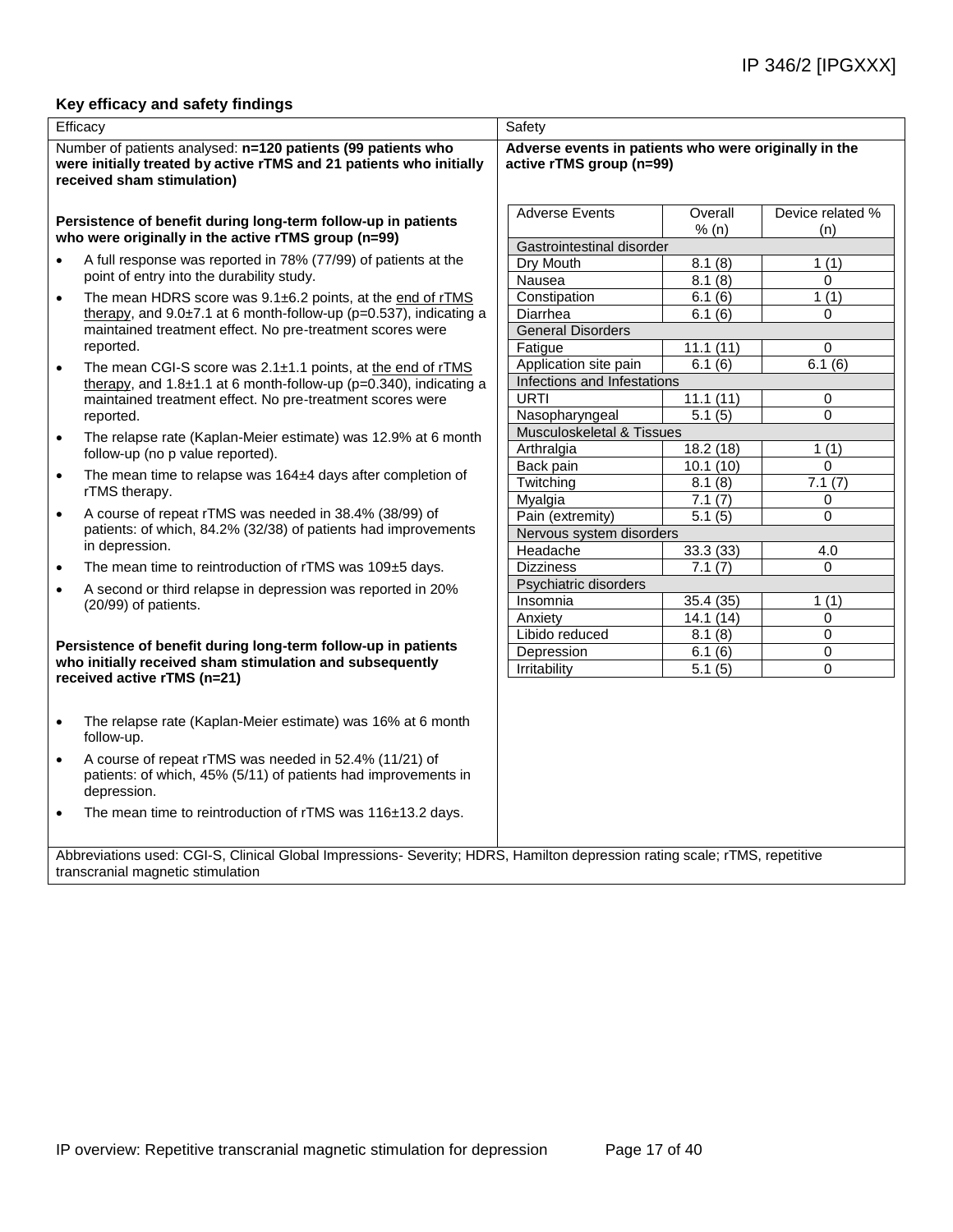### Key efficacy and safety findings

| Efficacy | Safety |
|---|---|
| Number of patients analysed: **n=120 patients (99 patients who were initially treated by active rTMS and 21 patients who initially received sham stimulation)** | **Adverse events in patients who were originally in the active rTMS group (n=99)** |

**Efficacy**

**Persistence of benefit during long-term follow-up in patients who were originally in the active rTMS group (n=99)**

- A full response was reported in 78% (77/99) of patients at the point of entry into the durability study.
- The mean HDRS score was 9.1±6.2 points, at the end of rTMS therapy, and 9.0±7.1 at 6 month-follow-up (p=0.537), indicating a maintained treatment effect. No pre-treatment scores were reported.
- The mean CGI-S score was 2.1±1.1 points, at the end of rTMS therapy, and 1.8±1.1 at 6 month-follow-up (p=0.340), indicating a maintained treatment effect. No pre-treatment scores were reported.
- The relapse rate (Kaplan-Meier estimate) was 12.9% at 6 month follow-up (no p value reported).
- The mean time to relapse was 164±4 days after completion of rTMS therapy.
- A course of repeat rTMS was needed in 38.4% (38/99) of patients: of which, 84.2% (32/38) of patients had improvements in depression.
- The mean time to reintroduction of rTMS was 109±5 days.
- A second or third relapse in depression was reported in 20% (20/99) of patients.

**Persistence of benefit during long-term follow-up in patients who initially received sham stimulation and subsequently received active rTMS (n=21)**

- The relapse rate (Kaplan-Meier estimate) was 16% at 6 month follow-up.
- A course of repeat rTMS was needed in 52.4% (11/21) of patients: of which, 45% (5/11) of patients had improvements in depression.
- The mean time to reintroduction of rTMS was 116±13.2 days.

**Safety**

| Adverse Events | Overall % (n) | Device related % (n) |
|---|---|---|
| Gastrointestinal disorder | | |
| Dry Mouth | 8.1 (8) | 1 (1) |
| Nausea | 8.1 (8) | 0 |
| Constipation | 6.1 (6) | 1 (1) |
| Diarrhea | 6.1 (6) | 0 |
| General Disorders | | |
| Fatigue | 11.1 (11) | 0 |
| Application site pain | 6.1 (6) | 6.1 (6) |
| Infections and Infestations | | |
| URTI | 11.1 (11) | 0 |
| Nasopharyngeal | 5.1 (5) | 0 |
| Musculoskeletal & Tissues | | |
| Arthralgia | 18.2 (18) | 1 (1) |
| Back pain | 10.1 (10) | 0 |
| Twitching | 8.1 (8) | 7.1 (7) |
| Myalgia | 7.1 (7) | 0 |
| Pain (extremity) | 5.1 (5) | 0 |
| Nervous system disorders | | |
| Headache | 33.3 (33) | 4.0 |
| Dizziness | 7.1 (7) | 0 |
| Psychiatric disorders | | |
| Insomnia | 35.4 (35) | 1 (1) |
| Anxiety | 14.1 (14) | 0 |
| Libido reduced | 8.1 (8) | 0 |
| Depression | 6.1 (6) | 0 |
| Irritability | 5.1 (5) | 0 |

Abbreviations used: CGI-S, Clinical Global Impressions- Severity; HDRS, Hamilton depression rating scale; rTMS, repetitive transcranial magnetic stimulation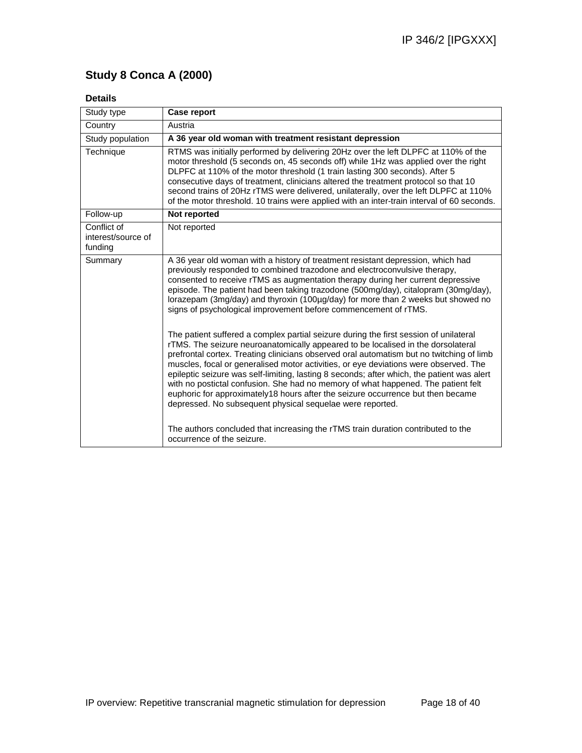## Study 8 Conca A (2000)

### Details

| Study type | **Case report** |
|---|---|
| Country | Austria |
| Study population | **A 36 year old woman with treatment resistant depression** |
| Technique | RTMS was initially performed by delivering 20Hz over the left DLPFC at 110% of the motor threshold (5 seconds on, 45 seconds off) while 1Hz was applied over the right DLPFC at 110% of the motor threshold (1 train lasting 300 seconds). After 5 consecutive days of treatment, clinicians altered the treatment protocol so that 10 second trains of 20Hz rTMS were delivered, unilaterally, over the left DLPFC at 110% of the motor threshold. 10 trains were applied with an inter-train interval of 60 seconds. |
| Follow-up | **Not reported** |
| Conflict of interest/source of funding | Not reported |
| Summary | A 36 year old woman with a history of treatment resistant depression, which had previously responded to combined trazodone and electroconvulsive therapy, consented to receive rTMS as augmentation therapy during her current depressive episode. The patient had been taking trazodone (500mg/day), citalopram (30mg/day), lorazepam (3mg/day) and thyroxin (100µg/day) for more than 2 weeks but showed no signs of psychological improvement before commencement of rTMS.<br><br>The patient suffered a complex partial seizure during the first session of unilateral rTMS. The seizure neuroanatomically appeared to be localised in the dorsolateral prefrontal cortex. Treating clinicians observed oral automatism but no twitching of limb muscles, focal or generalised motor activities, or eye deviations were observed. The epileptic seizure was self-limiting, lasting 8 seconds; after which, the patient was alert with no postictal confusion. She had no memory of what happened. The patient felt euphoric for approximately18 hours after the seizure occurrence but then became depressed. No subsequent physical sequelae were reported.<br><br>The authors concluded that increasing the rTMS train duration contributed to the occurrence of the seizure. |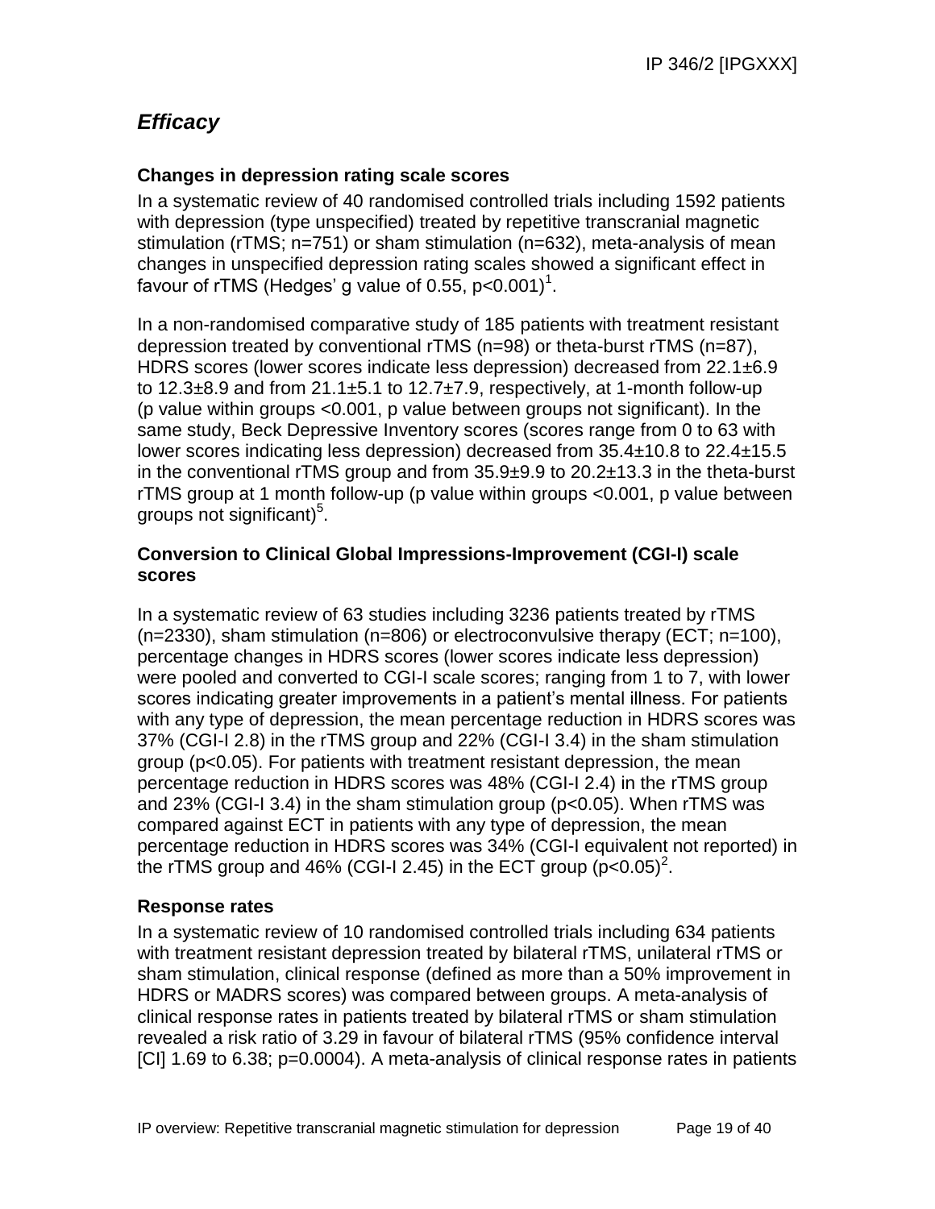## *Efficacy*

### Changes in depression rating scale scores

In a systematic review of 40 randomised controlled trials including 1592 patients with depression (type unspecified) treated by repetitive transcranial magnetic stimulation (rTMS; n=751) or sham stimulation (n=632), meta-analysis of mean changes in unspecified depression rating scales showed a significant effect in favour of rTMS (Hedges' g value of 0.55, $p<0.001$)[1].

In a non-randomised comparative study of 185 patients with treatment resistant depression treated by conventional rTMS (n=98) or theta-burst rTMS (n=87), HDRS scores (lower scores indicate less depression) decreased from 22.1±6.9 to 12.3±8.9 and from 21.1±5.1 to 12.7±7.9, respectively, at 1-month follow-up (p value within groups <0.001, p value between groups not significant). In the same study, Beck Depressive Inventory scores (scores range from 0 to 63 with lower scores indicating less depression) decreased from 35.4±10.8 to 22.4±15.5 in the conventional rTMS group and from 35.9±9.9 to 20.2±13.3 in the theta-burst rTMS group at 1 month follow-up (p value within groups <0.001, p value between groups not significant)[5].

### Conversion to Clinical Global Impressions-Improvement (CGI-I) scale scores

In a systematic review of 63 studies including 3236 patients treated by rTMS (n=2330), sham stimulation (n=806) or electroconvulsive therapy (ECT; n=100), percentage changes in HDRS scores (lower scores indicate less depression) were pooled and converted to CGI-I scale scores; ranging from 1 to 7, with lower scores indicating greater improvements in a patient's mental illness. For patients with any type of depression, the mean percentage reduction in HDRS scores was 37% (CGI-I 2.8) in the rTMS group and 22% (CGI-I 3.4) in the sham stimulation group ($p<0.05$). For patients with treatment resistant depression, the mean percentage reduction in HDRS scores was 48% (CGI-I 2.4) in the rTMS group and 23% (CGI-I 3.4) in the sham stimulation group ($p<0.05$). When rTMS was compared against ECT in patients with any type of depression, the mean percentage reduction in HDRS scores was 34% (CGI-I equivalent not reported) in the rTMS group and 46% (CGI-I 2.45) in the ECT group ($p<0.05$)[2].

### Response rates

In a systematic review of 10 randomised controlled trials including 634 patients with treatment resistant depression treated by bilateral rTMS, unilateral rTMS or sham stimulation, clinical response (defined as more than a 50% improvement in HDRS or MADRS scores) was compared between groups. A meta-analysis of clinical response rates in patients treated by bilateral rTMS or sham stimulation revealed a risk ratio of 3.29 in favour of bilateral rTMS (95% confidence interval [CI] 1.69 to 6.38; p=0.0004). A meta-analysis of clinical response rates in patients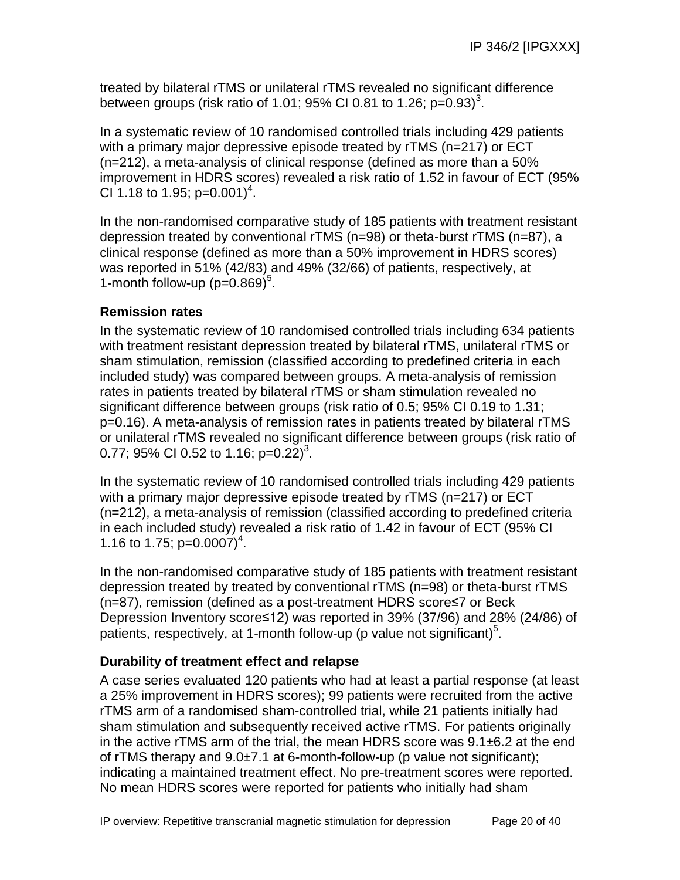treated by bilateral rTMS or unilateral rTMS revealed no significant difference between groups (risk ratio of 1.01; 95% CI 0.81 to 1.26; p=0.93)[3].

In a systematic review of 10 randomised controlled trials including 429 patients with a primary major depressive episode treated by rTMS (n=217) or ECT (n=212), a meta-analysis of clinical response (defined as more than a 50% improvement in HDRS scores) revealed a risk ratio of 1.52 in favour of ECT (95% CI 1.18 to 1.95; p=0.001)[4].

In the non-randomised comparative study of 185 patients with treatment resistant depression treated by conventional rTMS (n=98) or theta-burst rTMS (n=87), a clinical response (defined as more than a 50% improvement in HDRS scores) was reported in 51% (42/83) and 49% (32/66) of patients, respectively, at 1-month follow-up (p=0.869)[5].

### Remission rates

In the systematic review of 10 randomised controlled trials including 634 patients with treatment resistant depression treated by bilateral rTMS, unilateral rTMS or sham stimulation, remission (classified according to predefined criteria in each included study) was compared between groups. A meta-analysis of remission rates in patients treated by bilateral rTMS or sham stimulation revealed no significant difference between groups (risk ratio of 0.5; 95% CI 0.19 to 1.31; p=0.16). A meta-analysis of remission rates in patients treated by bilateral rTMS or unilateral rTMS revealed no significant difference between groups (risk ratio of 0.77; 95% CI 0.52 to 1.16; p=0.22)[3].

In the systematic review of 10 randomised controlled trials including 429 patients with a primary major depressive episode treated by rTMS (n=217) or ECT (n=212), a meta-analysis of remission (classified according to predefined criteria in each included study) revealed a risk ratio of 1.42 in favour of ECT (95% CI 1.16 to 1.75; p=0.0007)[4].

In the non-randomised comparative study of 185 patients with treatment resistant depression treated by treated by conventional rTMS (n=98) or theta-burst rTMS (n=87), remission (defined as a post-treatment HDRS score≤7 or Beck Depression Inventory score≤12) was reported in 39% (37/96) and 28% (24/86) of patients, respectively, at 1-month follow-up (p value not significant)[5].

### Durability of treatment effect and relapse

A case series evaluated 120 patients who had at least a partial response (at least a 25% improvement in HDRS scores); 99 patients were recruited from the active rTMS arm of a randomised sham-controlled trial, while 21 patients initially had sham stimulation and subsequently received active rTMS. For patients originally in the active rTMS arm of the trial, the mean HDRS score was 9.1±6.2 at the end of rTMS therapy and 9.0±7.1 at 6-month-follow-up (p value not significant); indicating a maintained treatment effect. No pre-treatment scores were reported. No mean HDRS scores were reported for patients who initially had sham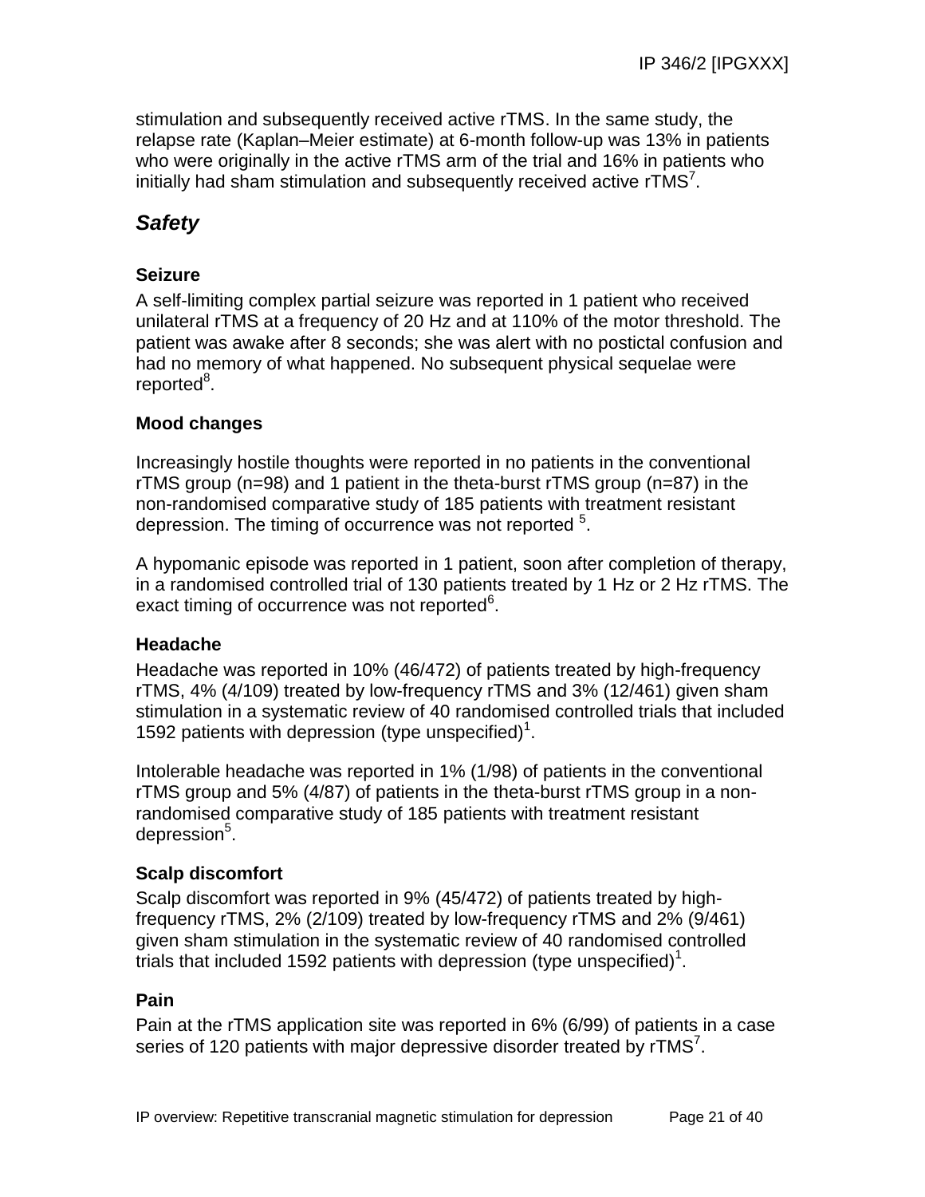stimulation and subsequently received active rTMS. In the same study, the relapse rate (Kaplan–Meier estimate) at 6-month follow-up was 13% in patients who were originally in the active rTMS arm of the trial and 16% in patients who initially had sham stimulation and subsequently received active rTMS[7].

## *Safety*

### Seizure

A self-limiting complex partial seizure was reported in 1 patient who received unilateral rTMS at a frequency of 20 Hz and at 110% of the motor threshold. The patient was awake after 8 seconds; she was alert with no postictal confusion and had no memory of what happened. No subsequent physical sequelae were reported[8].

### Mood changes

Increasingly hostile thoughts were reported in no patients in the conventional rTMS group (n=98) and 1 patient in the theta-burst rTMS group (n=87) in the non-randomised comparative study of 185 patients with treatment resistant depression. The timing of occurrence was not reported [5].

A hypomanic episode was reported in 1 patient, soon after completion of therapy, in a randomised controlled trial of 130 patients treated by 1 Hz or 2 Hz rTMS. The exact timing of occurrence was not reported[6].

### Headache

Headache was reported in 10% (46/472) of patients treated by high-frequency rTMS, 4% (4/109) treated by low-frequency rTMS and 3% (12/461) given sham stimulation in a systematic review of 40 randomised controlled trials that included 1592 patients with depression (type unspecified)[1].

Intolerable headache was reported in 1% (1/98) of patients in the conventional rTMS group and 5% (4/87) of patients in the theta-burst rTMS group in a non-randomised comparative study of 185 patients with treatment resistant depression[5].

### Scalp discomfort

Scalp discomfort was reported in 9% (45/472) of patients treated by high-frequency rTMS, 2% (2/109) treated by low-frequency rTMS and 2% (9/461) given sham stimulation in the systematic review of 40 randomised controlled trials that included 1592 patients with depression (type unspecified)[1].

### Pain

Pain at the rTMS application site was reported in 6% (6/99) of patients in a case series of 120 patients with major depressive disorder treated by rTMS[7].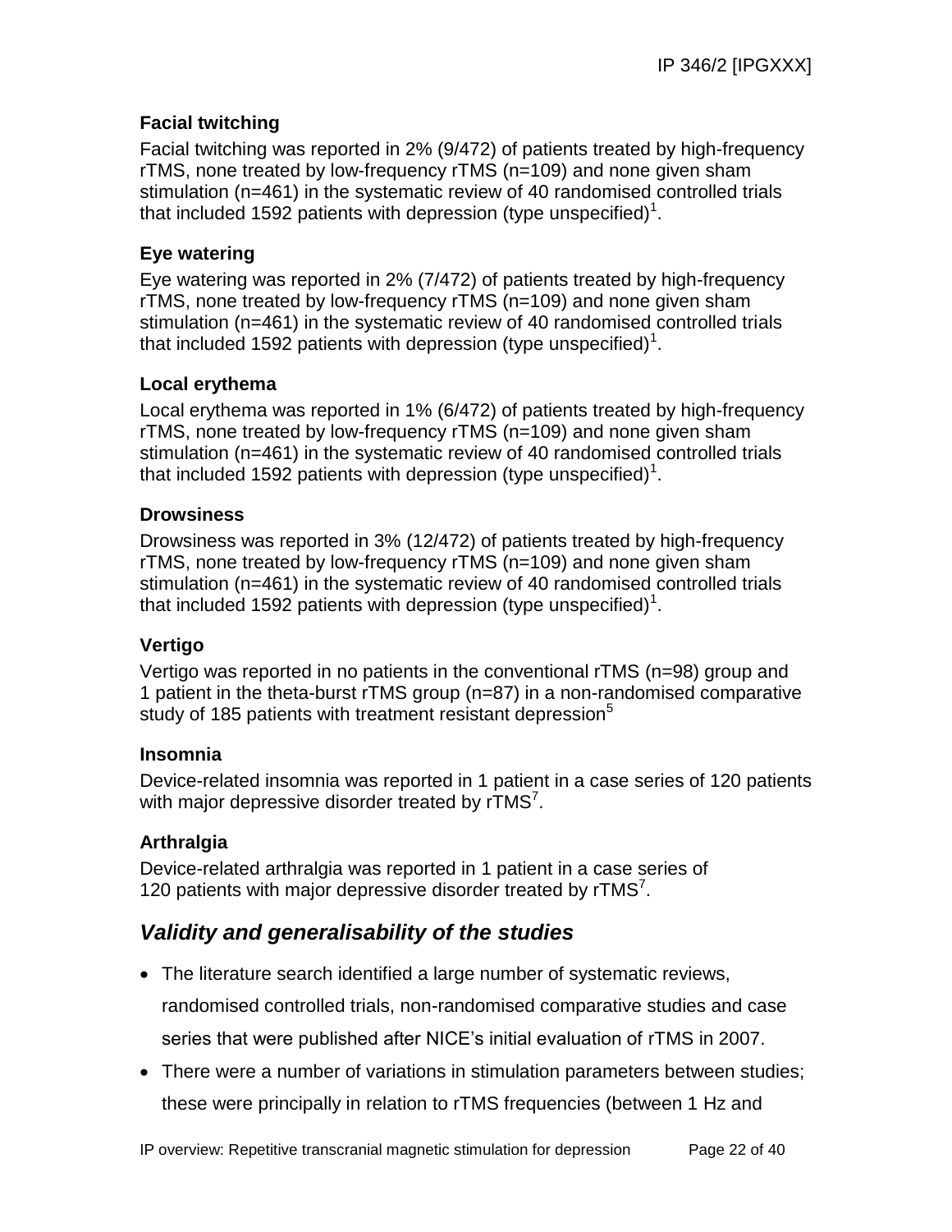### Facial twitching

Facial twitching was reported in 2% (9/472) of patients treated by high-frequency rTMS, none treated by low-frequency rTMS (n=109) and none given sham stimulation (n=461) in the systematic review of 40 randomised controlled trials that included 1592 patients with depression (type unspecified)[1].

### Eye watering

Eye watering was reported in 2% (7/472) of patients treated by high-frequency rTMS, none treated by low-frequency rTMS (n=109) and none given sham stimulation (n=461) in the systematic review of 40 randomised controlled trials that included 1592 patients with depression (type unspecified)[1].

### Local erythema

Local erythema was reported in 1% (6/472) of patients treated by high-frequency rTMS, none treated by low-frequency rTMS (n=109) and none given sham stimulation (n=461) in the systematic review of 40 randomised controlled trials that included 1592 patients with depression (type unspecified)[1].

### Drowsiness

Drowsiness was reported in 3% (12/472) of patients treated by high-frequency rTMS, none treated by low-frequency rTMS (n=109) and none given sham stimulation (n=461) in the systematic review of 40 randomised controlled trials that included 1592 patients with depression (type unspecified)[1].

### Vertigo

Vertigo was reported in no patients in the conventional rTMS (n=98) group and 1 patient in the theta-burst rTMS group (n=87) in a non-randomised comparative study of 185 patients with treatment resistant depression[5]

### Insomnia

Device-related insomnia was reported in 1 patient in a case series of 120 patients with major depressive disorder treated by rTMS[7].

### Arthralgia

Device-related arthralgia was reported in 1 patient in a case series of 120 patients with major depressive disorder treated by rTMS[7].

## *Validity and generalisability of the studies*

- The literature search identified a large number of systematic reviews, randomised controlled trials, non-randomised comparative studies and case series that were published after NICE's initial evaluation of rTMS in 2007.
- There were a number of variations in stimulation parameters between studies; these were principally in relation to rTMS frequencies (between 1 Hz and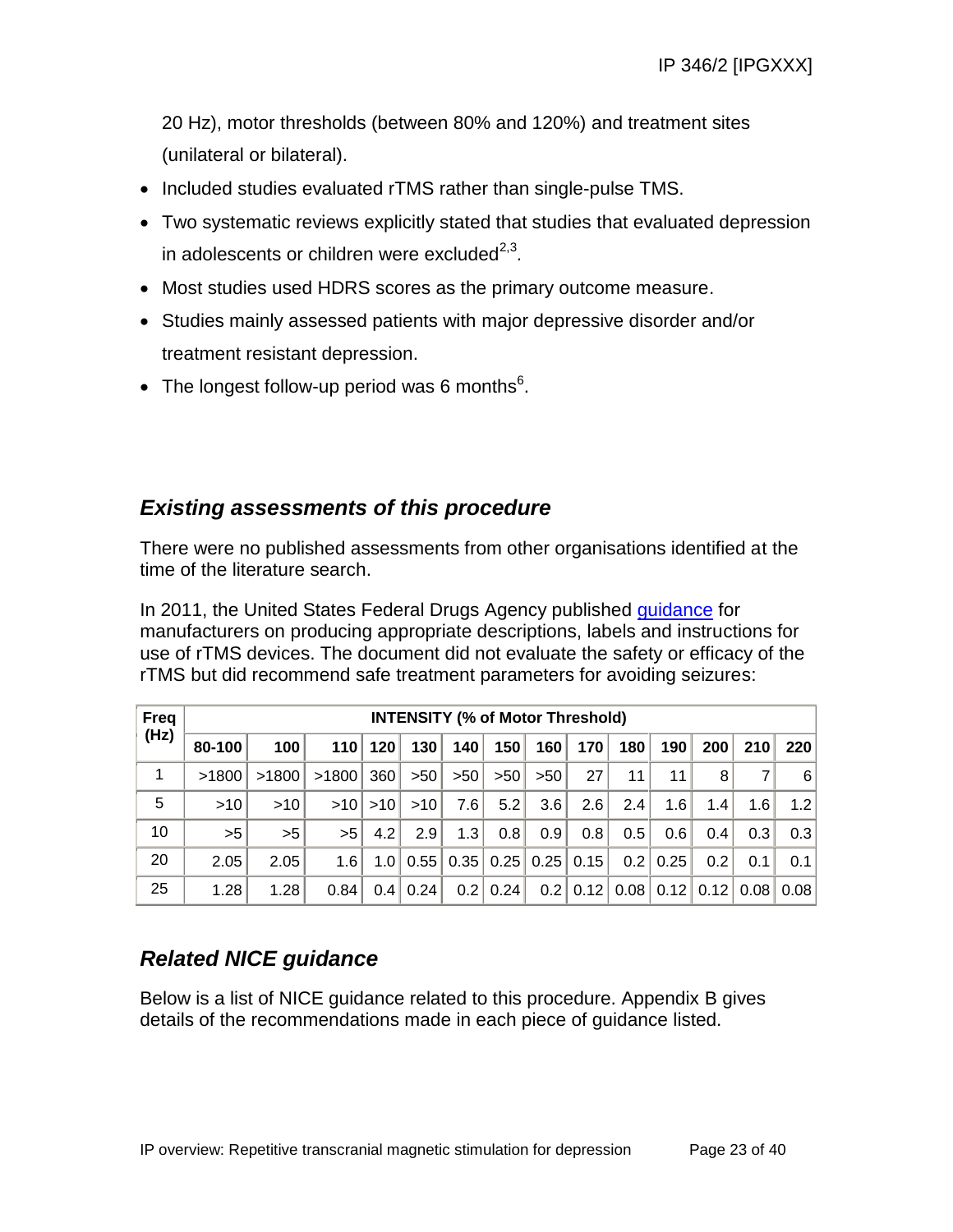20 Hz), motor thresholds (between 80% and 120%) and treatment sites (unilateral or bilateral).

- Included studies evaluated rTMS rather than single-pulse TMS.
- Two systematic reviews explicitly stated that studies that evaluated depression in adolescents or children were excluded[2,3].
- Most studies used HDRS scores as the primary outcome measure.
- Studies mainly assessed patients with major depressive disorder and/or treatment resistant depression.
- The longest follow-up period was 6 months[6].

## *Existing assessments of this procedure*

There were no published assessments from other organisations identified at the time of the literature search.

In 2011, the United States Federal Drugs Agency published guidance for manufacturers on producing appropriate descriptions, labels and instructions for use of rTMS devices. The document did not evaluate the safety or efficacy of the rTMS but did recommend safe treatment parameters for avoiding seizures:

| Freq (Hz) | INTENSITY (% of Motor Threshold) | | | | | | | | | | | | | |
|---|---|---|---|---|---|---|---|---|---|---|---|---|---|---|
| | 80-100 | 100 | 110 | 120 | 130 | 140 | 150 | 160 | 170 | 180 | 190 | 200 | 210 | 220 |
| 1 | >1800 | >1800 | >1800 | 360 | >50 | >50 | >50 | >50 | 27 | 11 | 11 | 8 | 7 | 6 |
| 5 | >10 | >10 | >10 | >10 | >10 | 7.6 | 5.2 | 3.6 | 2.6 | 2.4 | 1.6 | 1.4 | 1.6 | 1.2 |
| 10 | >5 | >5 | >5 | 4.2 | 2.9 | 1.3 | 0.8 | 0.9 | 0.8 | 0.5 | 0.6 | 0.4 | 0.3 | 0.3 |
| 20 | 2.05 | 2.05 | 1.6 | 1.0 | 0.55 | 0.35 | 0.25 | 0.25 | 0.15 | 0.2 | 0.25 | 0.2 | 0.1 | 0.1 |
| 25 | 1.28 | 1.28 | 0.84 | 0.4 | 0.24 | 0.2 | 0.24 | 0.2 | 0.12 | 0.08 | 0.12 | 0.12 | 0.08 | 0.08 |

## *Related NICE guidance*

Below is a list of NICE guidance related to this procedure. Appendix B gives details of the recommendations made in each piece of guidance listed.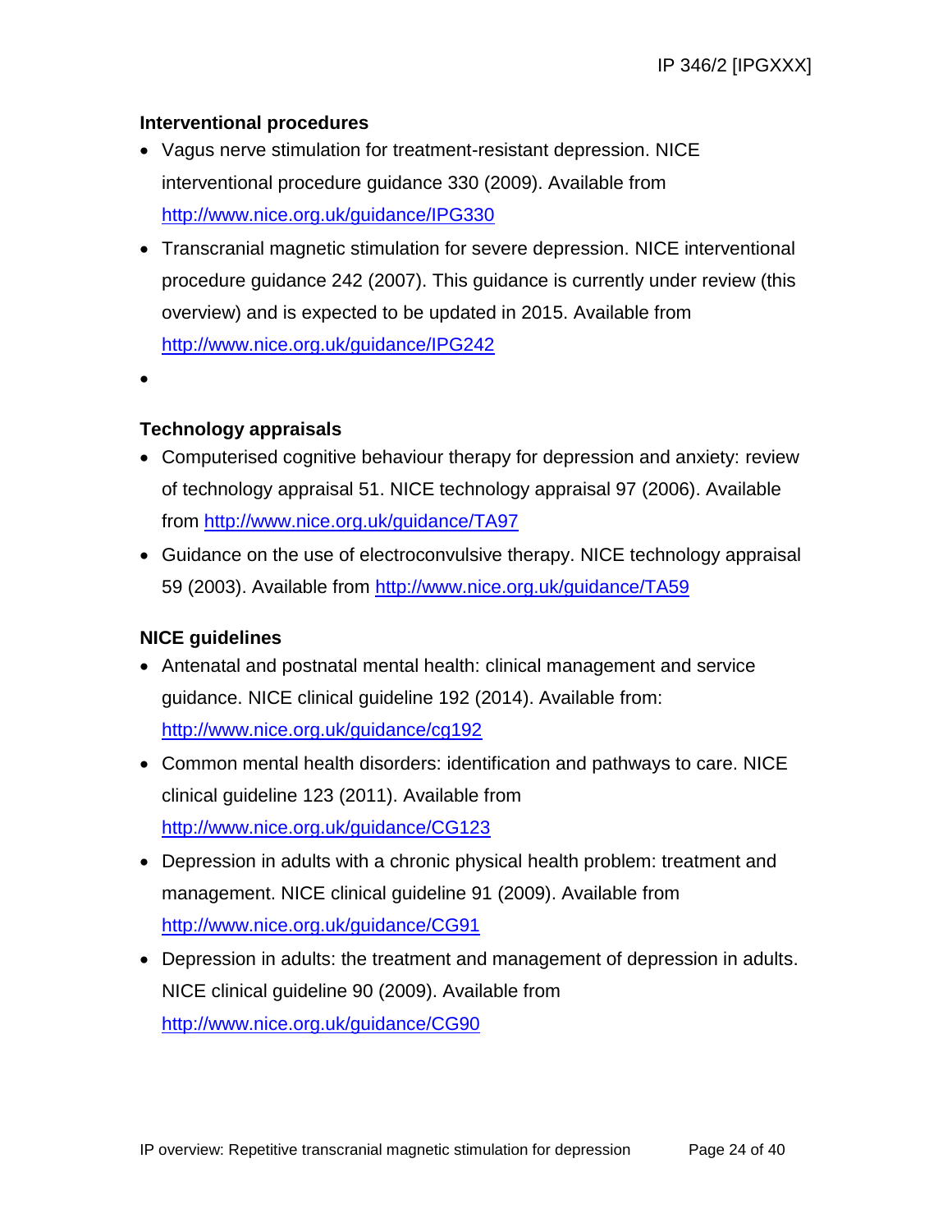**Interventional procedures**

- Vagus nerve stimulation for treatment-resistant depression. NICE interventional procedure guidance 330 (2009). Available from http://www.nice.org.uk/guidance/IPG330
- Transcranial magnetic stimulation for severe depression. NICE interventional procedure guidance 242 (2007). This guidance is currently under review (this overview) and is expected to be updated in 2015. Available from http://www.nice.org.uk/guidance/IPG242
-

**Technology appraisals**

- Computerised cognitive behaviour therapy for depression and anxiety: review of technology appraisal 51. NICE technology appraisal 97 (2006). Available from http://www.nice.org.uk/guidance/TA97
- Guidance on the use of electroconvulsive therapy. NICE technology appraisal 59 (2003). Available from http://www.nice.org.uk/guidance/TA59

**NICE guidelines**

- Antenatal and postnatal mental health: clinical management and service guidance. NICE clinical guideline 192 (2014). Available from: http://www.nice.org.uk/guidance/cg192
- Common mental health disorders: identification and pathways to care. NICE clinical guideline 123 (2011). Available from http://www.nice.org.uk/guidance/CG123
- Depression in adults with a chronic physical health problem: treatment and management. NICE clinical guideline 91 (2009). Available from http://www.nice.org.uk/guidance/CG91
- Depression in adults: the treatment and management of depression in adults. NICE clinical guideline 90 (2009). Available from http://www.nice.org.uk/guidance/CG90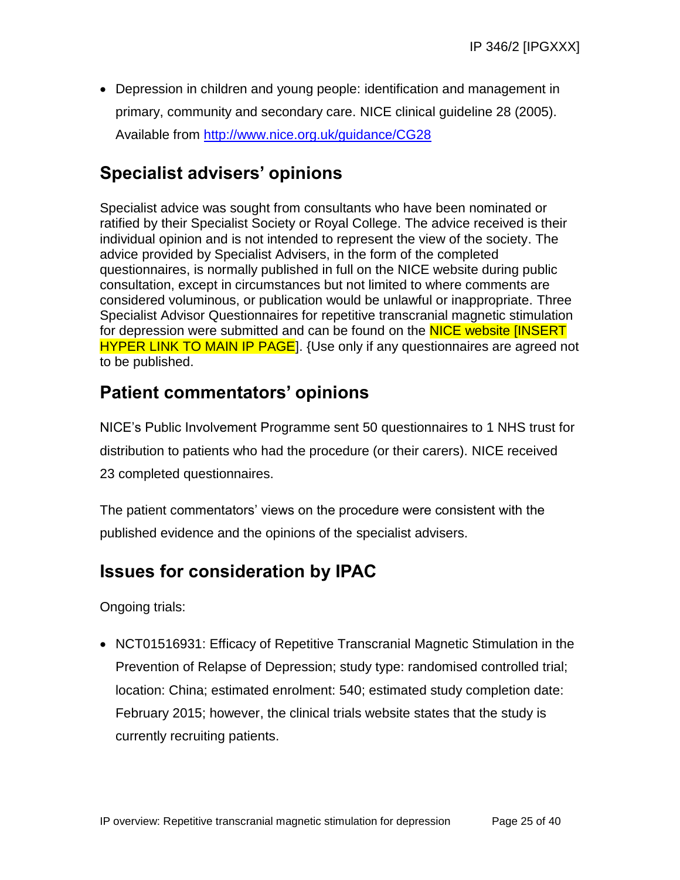- Depression in children and young people: identification and management in primary, community and secondary care. NICE clinical guideline 28 (2005). Available from http://www.nice.org.uk/guidance/CG28

## Specialist advisers' opinions

Specialist advice was sought from consultants who have been nominated or ratified by their Specialist Society or Royal College. The advice received is their individual opinion and is not intended to represent the view of the society. The advice provided by Specialist Advisers, in the form of the completed questionnaires, is normally published in full on the NICE website during public consultation, except in circumstances but not limited to where comments are considered voluminous, or publication would be unlawful or inappropriate. Three Specialist Advisor Questionnaires for repetitive transcranial magnetic stimulation for depression were submitted and can be found on the NICE website [INSERT HYPER LINK TO MAIN IP PAGE]. {Use only if any questionnaires are agreed not to be published.

## Patient commentators' opinions

NICE's Public Involvement Programme sent 50 questionnaires to 1 NHS trust for distribution to patients who had the procedure (or their carers). NICE received 23 completed questionnaires.

The patient commentators' views on the procedure were consistent with the published evidence and the opinions of the specialist advisers.

## Issues for consideration by IPAC

Ongoing trials:

- NCT01516931: Efficacy of Repetitive Transcranial Magnetic Stimulation in the Prevention of Relapse of Depression; study type: randomised controlled trial; location: China; estimated enrolment: 540; estimated study completion date: February 2015; however, the clinical trials website states that the study is currently recruiting patients.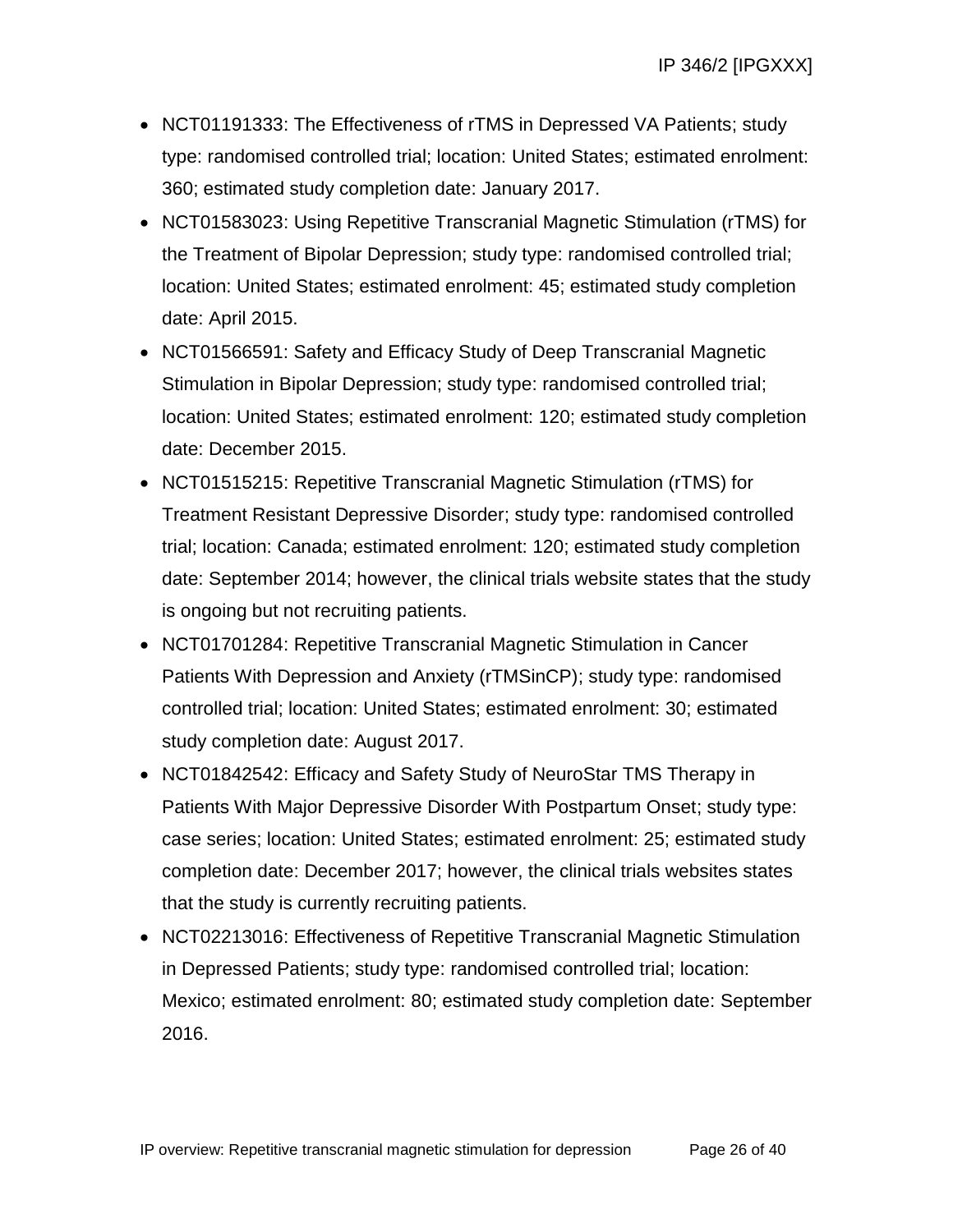- NCT01191333: The Effectiveness of rTMS in Depressed VA Patients; study type: randomised controlled trial; location: United States; estimated enrolment: 360; estimated study completion date: January 2017.
- NCT01583023: Using Repetitive Transcranial Magnetic Stimulation (rTMS) for the Treatment of Bipolar Depression; study type: randomised controlled trial; location: United States; estimated enrolment: 45; estimated study completion date: April 2015.
- NCT01566591: Safety and Efficacy Study of Deep Transcranial Magnetic Stimulation in Bipolar Depression; study type: randomised controlled trial; location: United States; estimated enrolment: 120; estimated study completion date: December 2015.
- NCT01515215: Repetitive Transcranial Magnetic Stimulation (rTMS) for Treatment Resistant Depressive Disorder; study type: randomised controlled trial; location: Canada; estimated enrolment: 120; estimated study completion date: September 2014; however, the clinical trials website states that the study is ongoing but not recruiting patients.
- NCT01701284: Repetitive Transcranial Magnetic Stimulation in Cancer Patients With Depression and Anxiety (rTMSinCP); study type: randomised controlled trial; location: United States; estimated enrolment: 30; estimated study completion date: August 2017.
- NCT01842542: Efficacy and Safety Study of NeuroStar TMS Therapy in Patients With Major Depressive Disorder With Postpartum Onset; study type: case series; location: United States; estimated enrolment: 25; estimated study completion date: December 2017; however, the clinical trials websites states that the study is currently recruiting patients.
- NCT02213016: Effectiveness of Repetitive Transcranial Magnetic Stimulation in Depressed Patients; study type: randomised controlled trial; location: Mexico; estimated enrolment: 80; estimated study completion date: September 2016.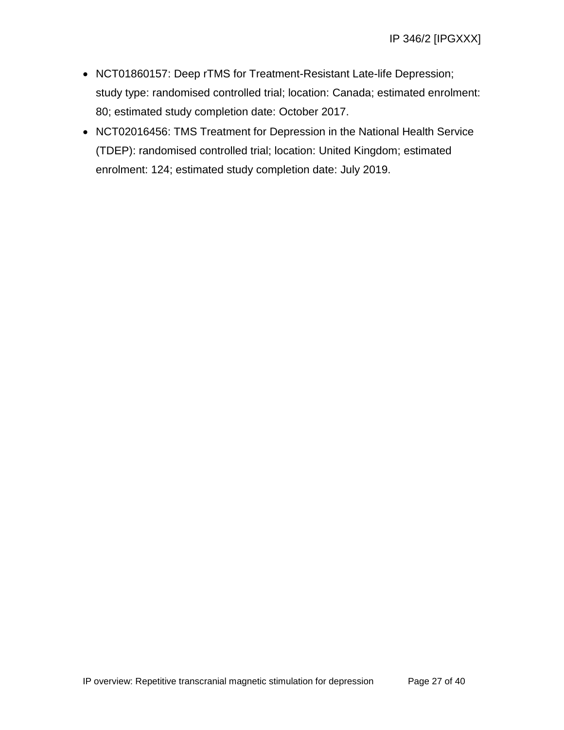- NCT01860157: Deep rTMS for Treatment-Resistant Late-life Depression; study type: randomised controlled trial; location: Canada; estimated enrolment: 80; estimated study completion date: October 2017.
- NCT02016456: TMS Treatment for Depression in the National Health Service (TDEP): randomised controlled trial; location: United Kingdom; estimated enrolment: 124; estimated study completion date: July 2019.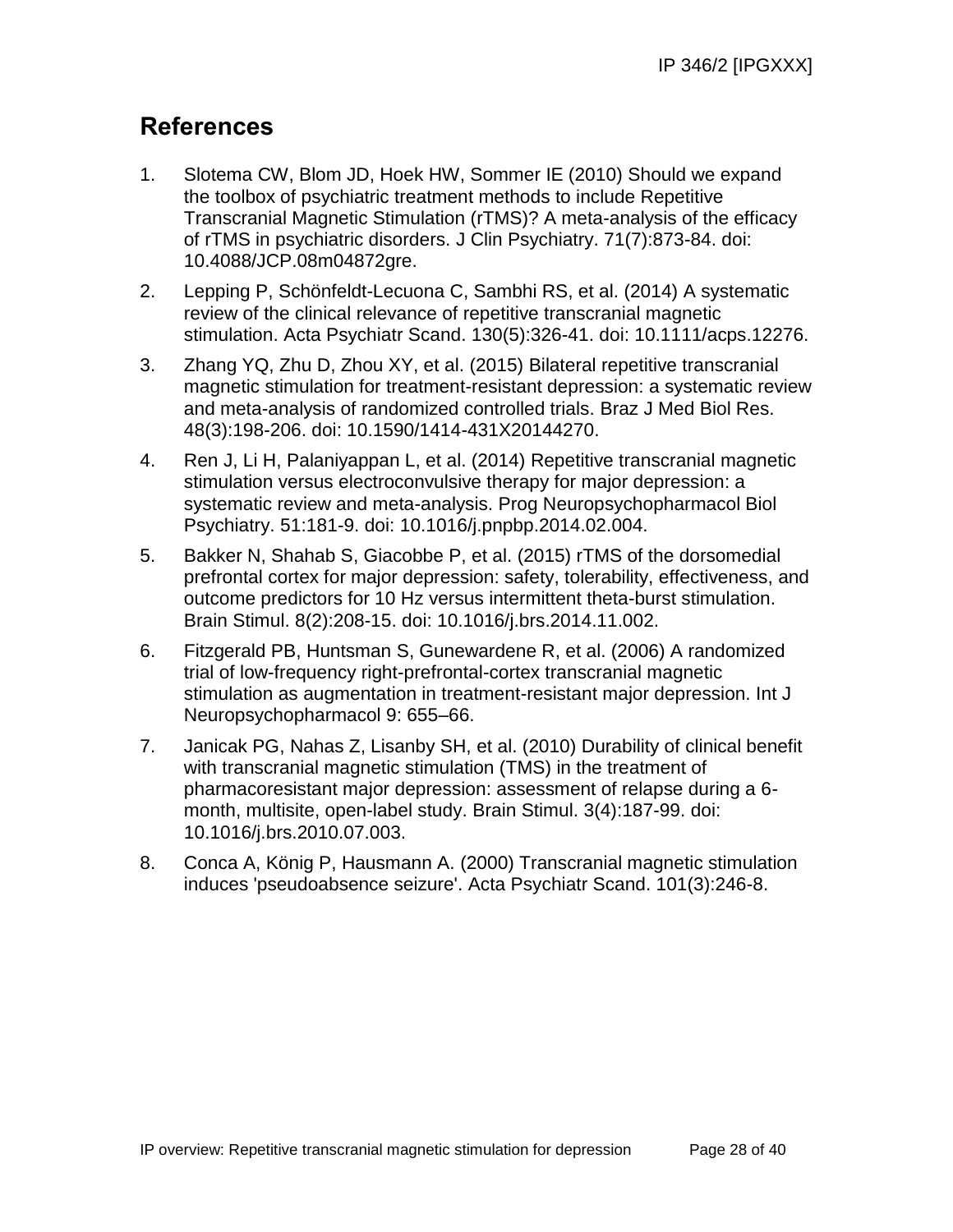## References

1. Slotema CW, Blom JD, Hoek HW, Sommer IE (2010) Should we expand the toolbox of psychiatric treatment methods to include Repetitive Transcranial Magnetic Stimulation (rTMS)? A meta-analysis of the efficacy of rTMS in psychiatric disorders. J Clin Psychiatry. 71(7):873-84. doi: 10.4088/JCP.08m04872gre.

2. Lepping P, Schönfeldt-Lecuona C, Sambhi RS, et al. (2014) A systematic review of the clinical relevance of repetitive transcranial magnetic stimulation. Acta Psychiatr Scand. 130(5):326-41. doi: 10.1111/acps.12276.

3. Zhang YQ, Zhu D, Zhou XY, et al. (2015) Bilateral repetitive transcranial magnetic stimulation for treatment-resistant depression: a systematic review and meta-analysis of randomized controlled trials. Braz J Med Biol Res. 48(3):198-206. doi: 10.1590/1414-431X20144270.

4. Ren J, Li H, Palaniyappan L, et al. (2014) Repetitive transcranial magnetic stimulation versus electroconvulsive therapy for major depression: a systematic review and meta-analysis. Prog Neuropsychopharmacol Biol Psychiatry. 51:181-9. doi: 10.1016/j.pnpbp.2014.02.004.

5. Bakker N, Shahab S, Giacobbe P, et al. (2015) rTMS of the dorsomedial prefrontal cortex for major depression: safety, tolerability, effectiveness, and outcome predictors for 10 Hz versus intermittent theta-burst stimulation. Brain Stimul. 8(2):208-15. doi: 10.1016/j.brs.2014.11.002.

6. Fitzgerald PB, Huntsman S, Gunewardene R, et al. (2006) A randomized trial of low-frequency right-prefrontal-cortex transcranial magnetic stimulation as augmentation in treatment-resistant major depression. Int J Neuropsychopharmacol 9: 655–66.

7. Janicak PG, Nahas Z, Lisanby SH, et al. (2010) Durability of clinical benefit with transcranial magnetic stimulation (TMS) in the treatment of pharmacoresistant major depression: assessment of relapse during a 6-month, multisite, open-label study. Brain Stimul. 3(4):187-99. doi: 10.1016/j.brs.2010.07.003.

8. Conca A, König P, Hausmann A. (2000) Transcranial magnetic stimulation induces 'pseudoabsence seizure'. Acta Psychiatr Scand. 101(3):246-8.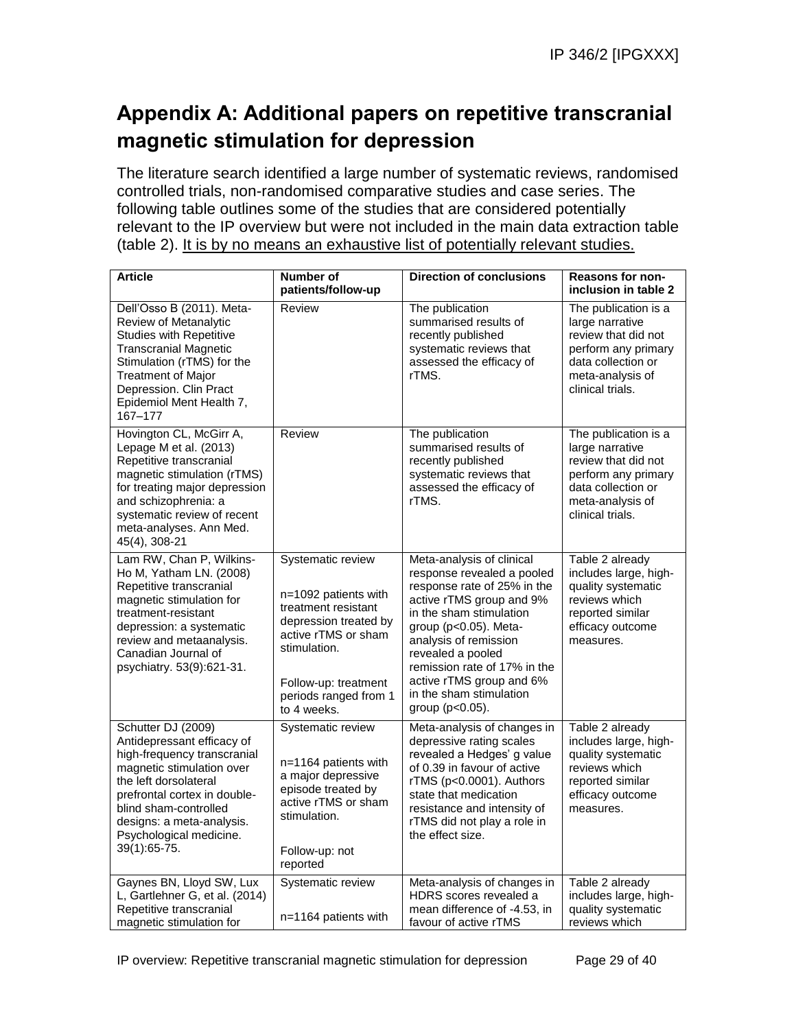# Appendix A: Additional papers on repetitive transcranial magnetic stimulation for depression

The literature search identified a large number of systematic reviews, randomised controlled trials, non-randomised comparative studies and case series. The following table outlines some of the studies that are considered potentially relevant to the IP overview but were not included in the main data extraction table (table 2). <u>It is by no means an exhaustive list of potentially relevant studies.</u>

| Article | Number of patients/follow-up | Direction of conclusions | Reasons for non-inclusion in table 2 |
|---|---|---|---|
| Dell'Osso B (2011). Meta-Review of Metanalytic Studies with Repetitive Transcranial Magnetic Stimulation (rTMS) for the Treatment of Major Depression. Clin Pract Epidemiol Ment Health 7, 167–177 | Review | The publication summarised results of recently published systematic reviews that assessed the efficacy of rTMS. | The publication is a large narrative review that did not perform any primary data collection or meta-analysis of clinical trials. |
| Hovington CL, McGirr A, Lepage M et al. (2013) Repetitive transcranial magnetic stimulation (rTMS) for treating major depression and schizophrenia: a systematic review of recent meta-analyses. Ann Med. 45(4), 308-21 | Review | The publication summarised results of recently published systematic reviews that assessed the efficacy of rTMS. | The publication is a large narrative review that did not perform any primary data collection or meta-analysis of clinical trials. |
| Lam RW, Chan P, Wilkins-Ho M, Yatham LN. (2008) Repetitive transcranial magnetic stimulation for treatment-resistant depression: a systematic review and metaanalysis. Canadian Journal of psychiatry. 53(9):621-31. | Systematic review<br><br>n=1092 patients with treatment resistant depression treated by active rTMS or sham stimulation.<br><br>Follow-up: treatment periods ranged from 1 to 4 weeks. | Meta-analysis of clinical response revealed a pooled response rate of 25% in the active rTMS group and 9% in the sham stimulation group ($p<0.05$). Meta-analysis of remission revealed a pooled remission rate of 17% in the active rTMS group and 6% in the sham stimulation group ($p<0.05$). | Table 2 already includes large, high-quality systematic reviews which reported similar efficacy outcome measures. |
| Schutter DJ (2009) Antidepressant efficacy of high-frequency transcranial magnetic stimulation over the left dorsolateral prefrontal cortex in double-blind sham-controlled designs: a meta-analysis. Psychological medicine. 39(1):65-75. | Systematic review<br><br>n=1164 patients with a major depressive episode treated by active rTMS or sham stimulation.<br><br>Follow-up: not reported | Meta-analysis of changes in depressive rating scales revealed a Hedges' g value of 0.39 in favour of active rTMS ($p<0.0001$). Authors state that medication resistance and intensity of rTMS did not play a role in the effect size. | Table 2 already includes large, high-quality systematic reviews which reported similar efficacy outcome measures. |
| Gaynes BN, Lloyd SW, Lux L, Gartlehner G, et al. (2014) Repetitive transcranial magnetic stimulation for | Systematic review<br><br>n=1164 patients with | Meta-analysis of changes in HDRS scores revealed a mean difference of -4.53, in favour of active rTMS | Table 2 already includes large, high-quality systematic reviews which |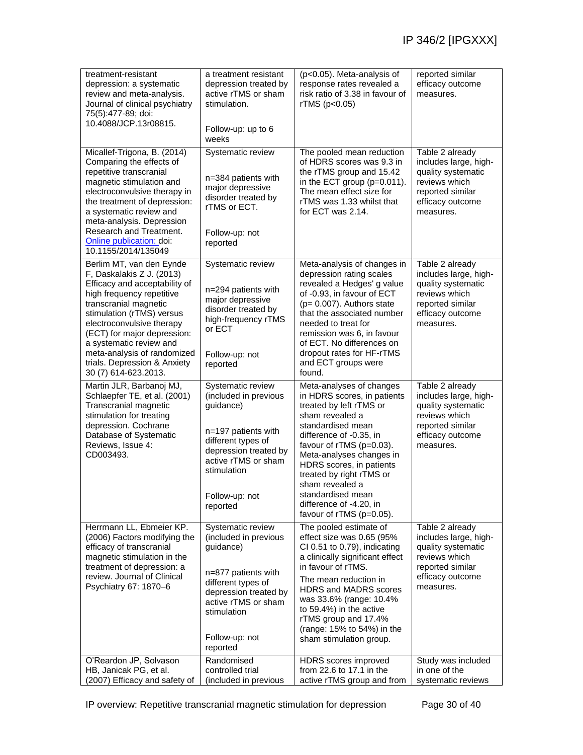| | | | |
|---|---|---|---|
| treatment-resistant depression: a systematic review and meta-analysis. Journal of clinical psychiatry 75(5):477-89; doi: 10.4088/JCP.13r08815. | a treatment resistant depression treated by active rTMS or sham stimulation.<br><br>Follow-up: up to 6 weeks | ($p<0.05$). Meta-analysis of response rates revealed a risk ratio of 3.38 in favour of rTMS ($p<0.05$) | reported similar efficacy outcome measures. |
| Micallef-Trigona, B. (2014) Comparing the effects of repetitive transcranial magnetic stimulation and electroconvulsive therapy in the treatment of depression: a systematic review and meta-analysis. Depression Research and Treatment. Online publication: doi: 10.1155/2014/135049 | Systematic review<br><br>n=384 patients with major depressive disorder treated by rTMS or ECT.<br><br>Follow-up: not reported | The pooled mean reduction of HDRS scores was 9.3 in the rTMS group and 15.42 in the ECT group ($p=0.011$). The mean effect size for rTMS was 1.33 whilst that for ECT was 2.14. | Table 2 already includes large, high-quality systematic reviews which reported similar efficacy outcome measures. |
| Berlim MT, van den Eynde F, Daskalakis Z J. (2013) Efficacy and acceptability of high frequency repetitive transcranial magnetic stimulation (rTMS) versus electroconvulsive therapy (ECT) for major depression: a systematic review and meta-analysis of randomized trials. Depression & Anxiety 30 (7) 614-623.2013. | Systematic review<br><br>n=294 patients with major depressive disorder treated by high-frequency rTMS or ECT<br><br>Follow-up: not reported | Meta-analysis of changes in depression rating scales revealed a Hedges' g value of -0.93, in favour of ECT ($p= 0.007$). Authors state that the associated number needed to treat for remission was 6, in favour of ECT. No differences on dropout rates for HF-rTMS and ECT groups were found. | Table 2 already includes large, high-quality systematic reviews which reported similar efficacy outcome measures. |
| Martin JLR, Barbanoj MJ, Schlaepfer TE, et al. (2001) Transcranial magnetic stimulation for treating depression. Cochrane Database of Systematic Reviews, Issue 4: CD003493. | Systematic review (included in previous guidance)<br><br>n=197 patients with different types of depression treated by active rTMS or sham stimulation<br><br>Follow-up: not reported | Meta-analyses of changes in HDRS scores, in patients treated by left rTMS or sham revealed a standardised mean difference of -0.35, in favour of rTMS ($p=0.03$). Meta-analyses changes in HDRS scores, in patients treated by right rTMS or sham revealed a standardised mean difference of -4.20, in favour of rTMS ($p=0.05$). | Table 2 already includes large, high-quality systematic reviews which reported similar efficacy outcome measures. |
| Herrmann LL, Ebmeier KP. (2006) Factors modifying the efficacy of transcranial magnetic stimulation in the treatment of depression: a review. Journal of Clinical Psychiatry 67: 1870–6 | Systematic review (included in previous guidance)<br><br>n=877 patients with different types of depression treated by active rTMS or sham stimulation<br><br>Follow-up: not reported | The pooled estimate of effect size was 0.65 (95% CI 0.51 to 0.79), indicating a clinically significant effect in favour of rTMS.<br><br>The mean reduction in HDRS and MADRS scores was 33.6% (range: 10.4% to 59.4%) in the active rTMS group and 17.4% (range: 15% to 54%) in the sham stimulation group. | Table 2 already includes large, high-quality systematic reviews which reported similar efficacy outcome measures. |
| O'Reardon JP, Solvason HB, Janicak PG, et al. (2007) Efficacy and safety of | Randomised controlled trial (included in previous | HDRS scores improved from 22.6 to 17.1 in the active rTMS group and from | Study was included in one of the systematic reviews |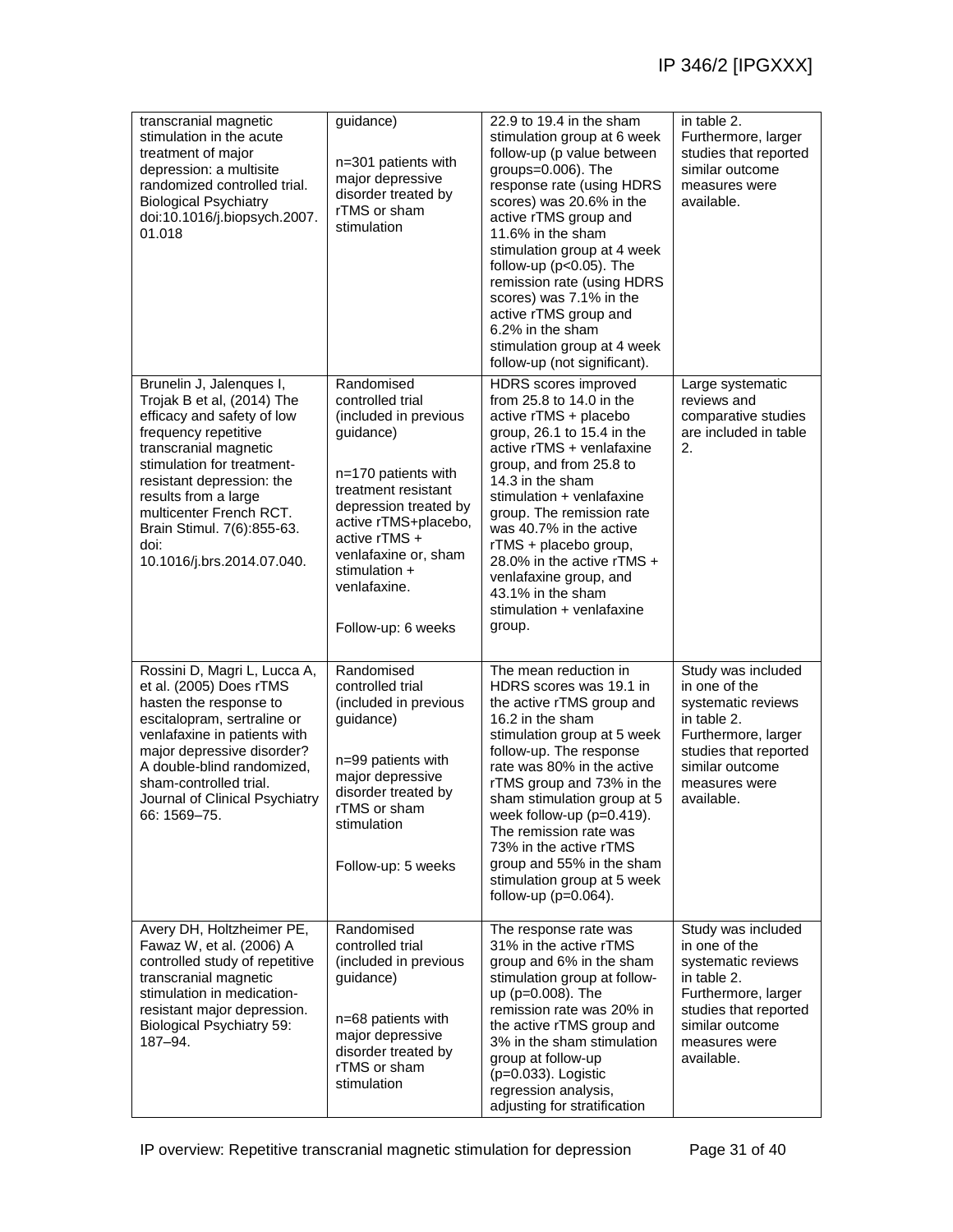| | | | |
|---|---|---|---|
| transcranial magnetic stimulation in the acute treatment of major depression: a multisite randomized controlled trial. Biological Psychiatry doi:10.1016/j.biopsych.2007.01.018 | guidance)<br><br>n=301 patients with major depressive disorder treated by rTMS or sham stimulation | 22.9 to 19.4 in the sham stimulation group at 6 week follow-up (p value between groups=0.006). The response rate (using HDRS scores) was 20.6% in the active rTMS group and 11.6% in the sham stimulation group at 4 week follow-up (p<0.05). The remission rate (using HDRS scores) was 7.1% in the active rTMS group and 6.2% in the sham stimulation group at 4 week follow-up (not significant). | in table 2. Furthermore, larger studies that reported similar outcome measures were available. |
| Brunelin J, Jalenques I, Trojak B et al, (2014) The efficacy and safety of low frequency repetitive transcranial magnetic stimulation for treatment-resistant depression: the results from a large multicenter French RCT. Brain Stimul. 7(6):855-63. doi: 10.1016/j.brs.2014.07.040. | Randomised controlled trial (included in previous guidance)<br><br>n=170 patients with treatment resistant depression treated by active rTMS+placebo, active rTMS + venlafaxine or, sham stimulation + venlafaxine.<br><br>Follow-up: 6 weeks | HDRS scores improved from 25.8 to 14.0 in the active rTMS + placebo group, 26.1 to 15.4 in the active rTMS + venlafaxine group, and from 25.8 to 14.3 in the sham stimulation + venlafaxine group. The remission rate was 40.7% in the active rTMS + placebo group, 28.0% in the active rTMS + venlafaxine group, and 43.1% in the sham stimulation + venlafaxine group. | Large systematic reviews and comparative studies are included in table 2. |
| Rossini D, Magri L, Lucca A, et al. (2005) Does rTMS hasten the response to escitalopram, sertraline or venlafaxine in patients with major depressive disorder? A double-blind randomized, sham-controlled trial. Journal of Clinical Psychiatry 66: 1569–75. | Randomised controlled trial (included in previous guidance)<br><br>n=99 patients with major depressive disorder treated by rTMS or sham stimulation<br><br>Follow-up: 5 weeks | The mean reduction in HDRS scores was 19.1 in the active rTMS group and 16.2 in the sham stimulation group at 5 week follow-up. The response rate was 80% in the active rTMS group and 73% in the sham stimulation group at 5 week follow-up (p=0.419). The remission rate was 73% in the active rTMS group and 55% in the sham stimulation group at 5 week follow-up (p=0.064). | Study was included in one of the systematic reviews in table 2. Furthermore, larger studies that reported similar outcome measures were available. |
| Avery DH, Holtzheimer PE, Fawaz W, et al. (2006) A controlled study of repetitive transcranial magnetic stimulation in medication-resistant major depression. Biological Psychiatry 59: 187–94. | Randomised controlled trial (included in previous guidance)<br><br>n=68 patients with major depressive disorder treated by rTMS or sham stimulation | The response rate was 31% in the active rTMS group and 6% in the sham stimulation group at follow-up (p=0.008). The remission rate was 20% in the active rTMS group and 3% in the sham stimulation group at follow-up (p=0.033). Logistic regression analysis, adjusting for stratification | Study was included in one of the systematic reviews in table 2. Furthermore, larger studies that reported similar outcome measures were available. |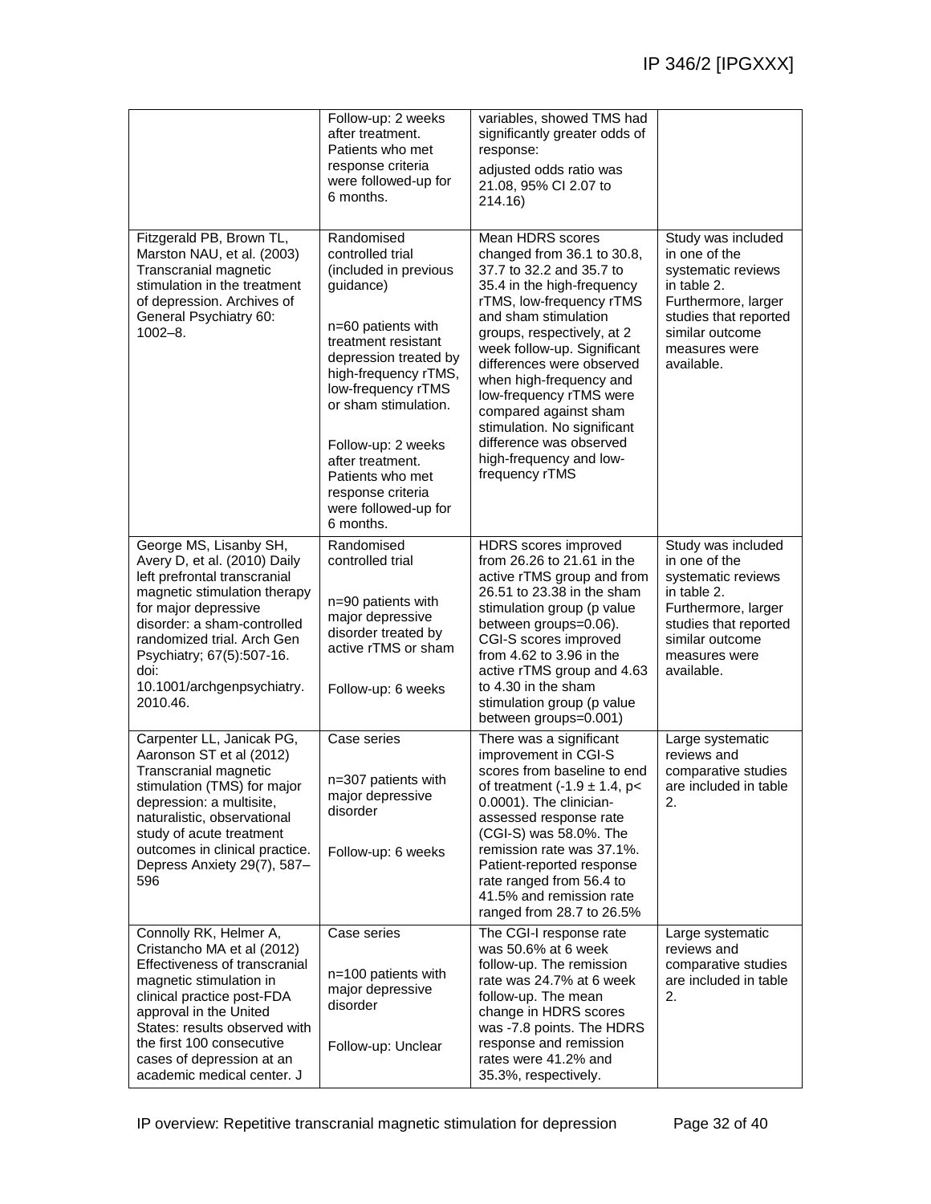| | Follow-up: 2 weeks after treatment. Patients who met response criteria were followed-up for 6 months. | variables, showed TMS had significantly greater odds of response: adjusted odds ratio was 21.08, 95% CI 2.07 to 214.16) | |
|---|---|---|---|
| Fitzgerald PB, Brown TL, Marston NAU, et al. (2003) Transcranial magnetic stimulation in the treatment of depression. Archives of General Psychiatry 60: 1002–8. | Randomised controlled trial (included in previous guidance)<br><br>n=60 patients with treatment resistant depression treated by high-frequency rTMS, low-frequency rTMS or sham stimulation.<br><br>Follow-up: 2 weeks after treatment. Patients who met response criteria were followed-up for 6 months. | Mean HDRS scores changed from 36.1 to 30.8, 37.7 to 32.2 and 35.7 to 35.4 in the high-frequency rTMS, low-frequency rTMS and sham stimulation groups, respectively, at 2 week follow-up. Significant differences were observed when high-frequency and low-frequency rTMS were compared against sham stimulation. No significant difference was observed high-frequency and low-frequency rTMS | Study was included in one of the systematic reviews in table 2. Furthermore, larger studies that reported similar outcome measures were available. |
| George MS, Lisanby SH, Avery D, et al. (2010) Daily left prefrontal transcranial magnetic stimulation therapy for major depressive disorder: a sham-controlled randomized trial. Arch Gen Psychiatry; 67(5):507-16. doi: 10.1001/archgenpsychiatry.2010.46. | Randomised controlled trial<br><br>n=90 patients with major depressive disorder treated by active rTMS or sham<br><br>Follow-up: 6 weeks | HDRS scores improved from 26.26 to 21.61 in the active rTMS group and from 26.51 to 23.38 in the sham stimulation group (p value between groups=0.06). CGI-S scores improved from 4.62 to 3.96 in the active rTMS group and 4.63 to 4.30 in the sham stimulation group (p value between groups=0.001) | Study was included in one of the systematic reviews in table 2. Furthermore, larger studies that reported similar outcome measures were available. |
| Carpenter LL, Janicak PG, Aaronson ST et al (2012) Transcranial magnetic stimulation (TMS) for major depression: a multisite, naturalistic, observational study of acute treatment outcomes in clinical practice. Depress Anxiety 29(7), 587–596 | Case series<br><br>n=307 patients with major depressive disorder<br><br>Follow-up: 6 weeks | There was a significant improvement in CGI-S scores from baseline to end of treatment ($-1.9 \pm 1.4$, $p< 0.0001$). The clinician-assessed response rate (CGI-S) was 58.0%. The remission rate was 37.1%. Patient-reported response rate ranged from 56.4 to 41.5% and remission rate ranged from 28.7 to 26.5% | Large systematic reviews and comparative studies are included in table 2. |
| Connolly RK, Helmer A, Cristancho MA et al (2012) Effectiveness of transcranial magnetic stimulation in clinical practice post-FDA approval in the United States: results observed with the first 100 consecutive cases of depression at an academic medical center. J | Case series<br><br>n=100 patients with major depressive disorder<br><br>Follow-up: Unclear | The CGI-I response rate was 50.6% at 6 week follow-up. The remission rate was 24.7% at 6 week follow-up. The mean change in HDRS scores was -7.8 points. The HDRS response and remission rates were 41.2% and 35.3%, respectively. | Large systematic reviews and comparative studies are included in table 2. |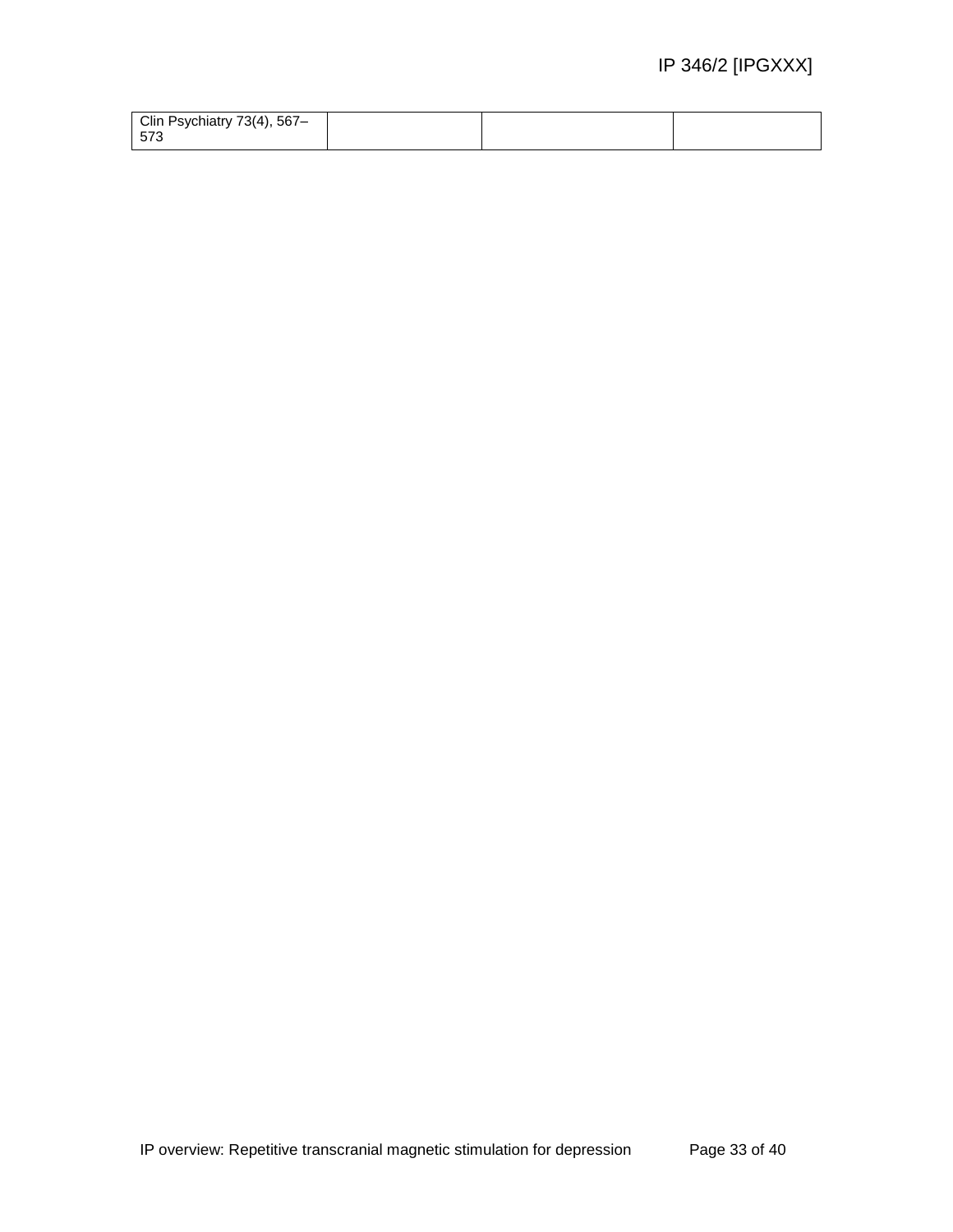| | | | |
|---|---|---|---|
| Clin Psychiatry 73(4), 567–573 | | | |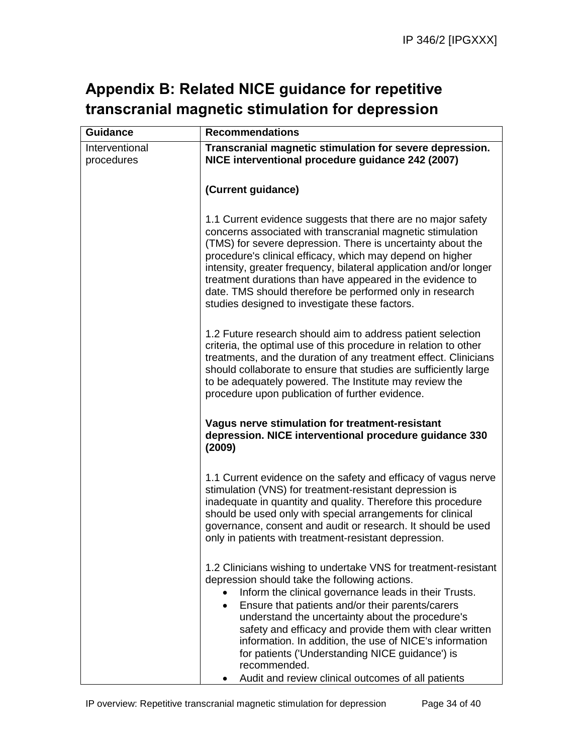# Appendix B: Related NICE guidance for repetitive transcranial magnetic stimulation for depression

| Guidance | Recommendations |
|---|---|
| Interventional procedures | **Transcranial magnetic stimulation for severe depression. NICE interventional procedure guidance 242 (2007)**<br><br>**(Current guidance)**<br><br>1.1 Current evidence suggests that there are no major safety concerns associated with transcranial magnetic stimulation (TMS) for severe depression. There is uncertainty about the procedure's clinical efficacy, which may depend on higher intensity, greater frequency, bilateral application and/or longer treatment durations than have appeared in the evidence to date. TMS should therefore be performed only in research studies designed to investigate these factors.<br><br>1.2 Future research should aim to address patient selection criteria, the optimal use of this procedure in relation to other treatments, and the duration of any treatment effect. Clinicians should collaborate to ensure that studies are sufficiently large to be adequately powered. The Institute may review the procedure upon publication of further evidence.<br><br>**Vagus nerve stimulation for treatment-resistant depression. NICE interventional procedure guidance 330 (2009)**<br><br>1.1 Current evidence on the safety and efficacy of vagus nerve stimulation (VNS) for treatment-resistant depression is inadequate in quantity and quality. Therefore this procedure should be used only with special arrangements for clinical governance, consent and audit or research. It should be used only in patients with treatment-resistant depression.<br><br>1.2 Clinicians wishing to undertake VNS for treatment-resistant depression should take the following actions.<br>• Inform the clinical governance leads in their Trusts.<br>• Ensure that patients and/or their parents/carers understand the uncertainty about the procedure's safety and efficacy and provide them with clear written information. In addition, the use of NICE's information for patients ('Understanding NICE guidance') is recommended.<br>• Audit and review clinical outcomes of all patients |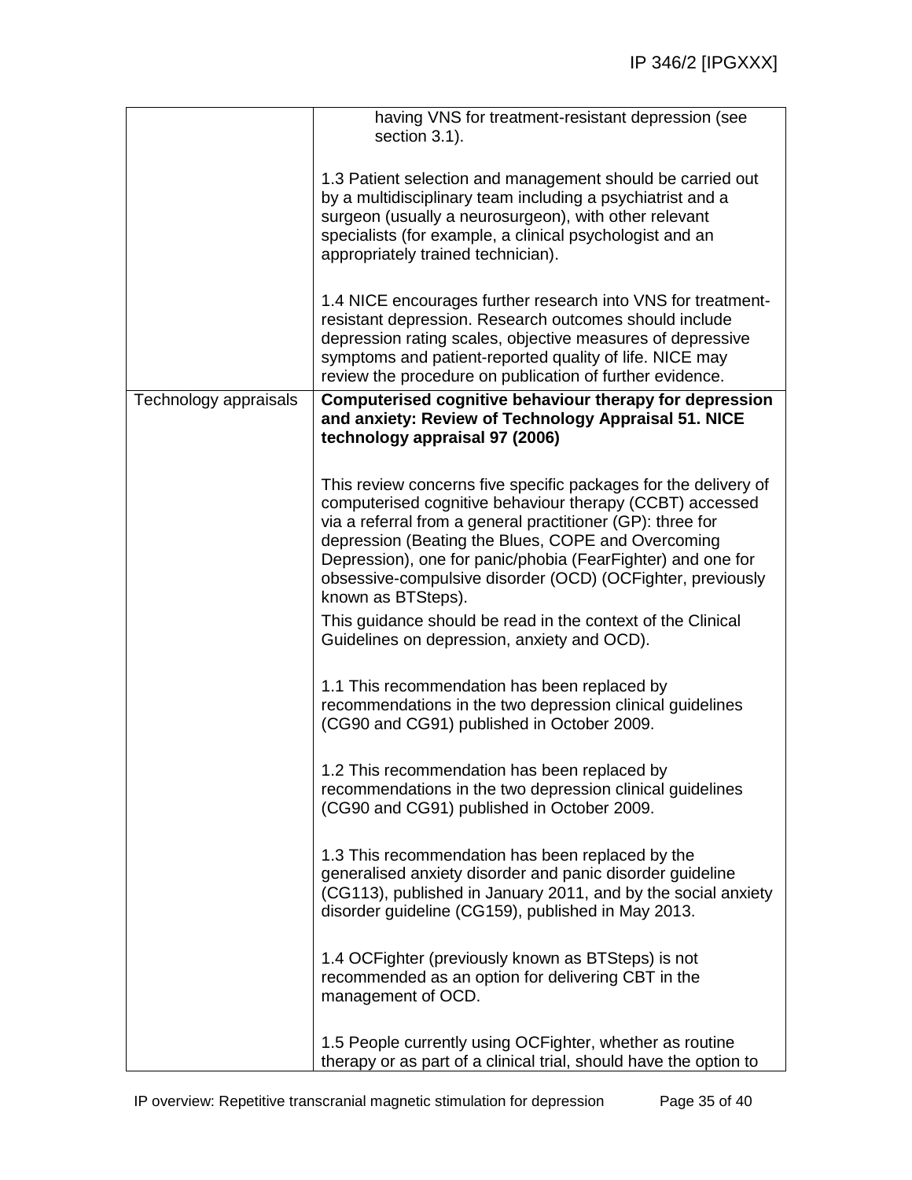| | |
|---|---|
| | having VNS for treatment-resistant depression (see section 3.1).<br><br>1.3 Patient selection and management should be carried out by a multidisciplinary team including a psychiatrist and a surgeon (usually a neurosurgeon), with other relevant specialists (for example, a clinical psychologist and an appropriately trained technician).<br><br>1.4 NICE encourages further research into VNS for treatment-resistant depression. Research outcomes should include depression rating scales, objective measures of depressive symptoms and patient-reported quality of life. NICE may review the procedure on publication of further evidence. |
| Technology appraisals | **Computerised cognitive behaviour therapy for depression and anxiety: Review of Technology Appraisal 51. NICE technology appraisal 97 (2006)**<br><br>This review concerns five specific packages for the delivery of computerised cognitive behaviour therapy (CCBT) accessed via a referral from a general practitioner (GP): three for depression (Beating the Blues, COPE and Overcoming Depression), one for panic/phobia (FearFighter) and one for obsessive-compulsive disorder (OCD) (OCFighter, previously known as BTSteps).<br>This guidance should be read in the context of the Clinical Guidelines on depression, anxiety and OCD).<br><br>1.1 This recommendation has been replaced by recommendations in the two depression clinical guidelines (CG90 and CG91) published in October 2009.<br><br>1.2 This recommendation has been replaced by recommendations in the two depression clinical guidelines (CG90 and CG91) published in October 2009.<br><br>1.3 This recommendation has been replaced by the generalised anxiety disorder and panic disorder guideline (CG113), published in January 2011, and by the social anxiety disorder guideline (CG159), published in May 2013.<br><br>1.4 OCFighter (previously known as BTSteps) is not recommended as an option for delivering CBT in the management of OCD.<br><br>1.5 People currently using OCFighter, whether as routine therapy or as part of a clinical trial, should have the option to |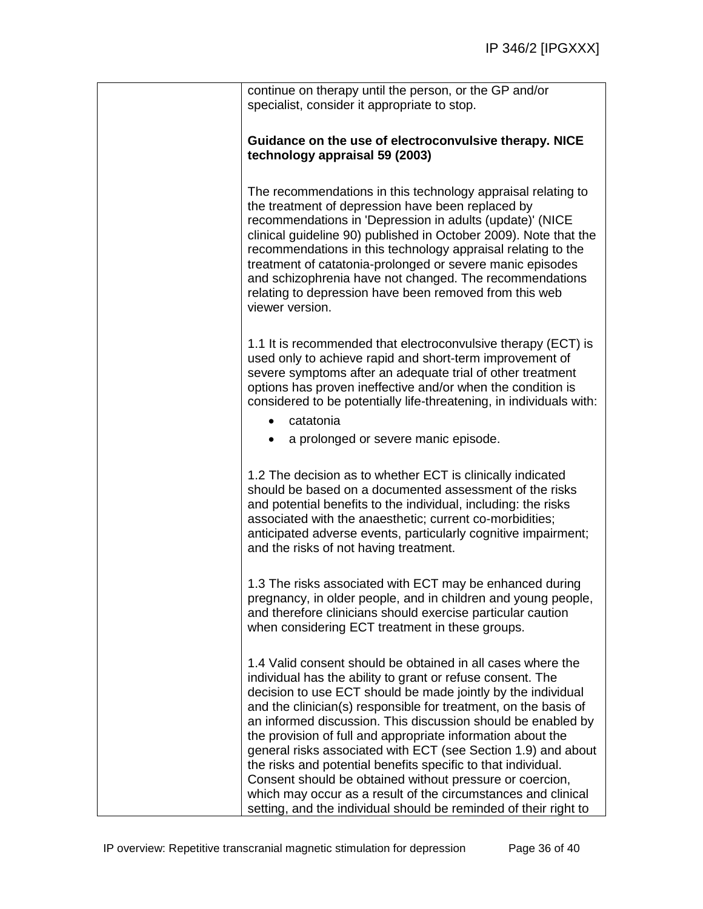| | continue on therapy until the person, or the GP and/or specialist, consider it appropriate to stop.<br><br>**Guidance on the use of electroconvulsive therapy. NICE technology appraisal 59 (2003)**<br><br>The recommendations in this technology appraisal relating to the treatment of depression have been replaced by recommendations in 'Depression in adults (update)' (NICE clinical guideline 90) published in October 2009). Note that the recommendations in this technology appraisal relating to the treatment of catatonia-prolonged or severe manic episodes and schizophrenia have not changed. The recommendations relating to depression have been removed from this web viewer version.<br><br>1.1 It is recommended that electroconvulsive therapy (ECT) is used only to achieve rapid and short-term improvement of severe symptoms after an adequate trial of other treatment options has proven ineffective and/or when the condition is considered to be potentially life-threatening, in individuals with:<br>• catatonia<br>• a prolonged or severe manic episode.<br><br>1.2 The decision as to whether ECT is clinically indicated should be based on a documented assessment of the risks and potential benefits to the individual, including: the risks associated with the anaesthetic; current co-morbidities; anticipated adverse events, particularly cognitive impairment; and the risks of not having treatment.<br><br>1.3 The risks associated with ECT may be enhanced during pregnancy, in older people, and in children and young people, and therefore clinicians should exercise particular caution when considering ECT treatment in these groups.<br><br>1.4 Valid consent should be obtained in all cases where the individual has the ability to grant or refuse consent. The decision to use ECT should be made jointly by the individual and the clinician(s) responsible for treatment, on the basis of an informed discussion. This discussion should be enabled by the provision of full and appropriate information about the general risks associated with ECT (see Section 1.9) and about the risks and potential benefits specific to that individual. Consent should be obtained without pressure or coercion, which may occur as a result of the circumstances and clinical setting, and the individual should be reminded of their right to |
|---|---|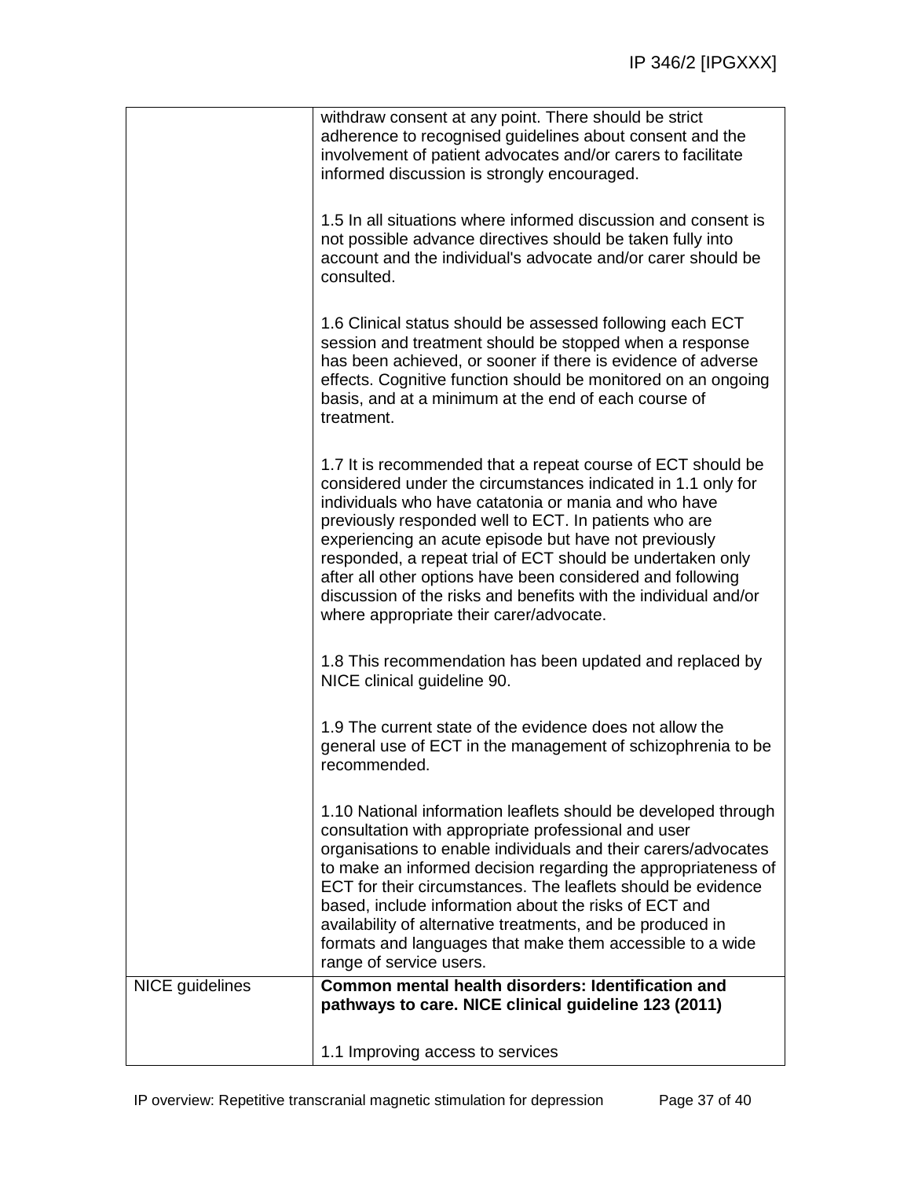| | |
|---|---|
| | withdraw consent at any point. There should be strict adherence to recognised guidelines about consent and the involvement of patient advocates and/or carers to facilitate informed discussion is strongly encouraged.<br><br>1.5 In all situations where informed discussion and consent is not possible advance directives should be taken fully into account and the individual's advocate and/or carer should be consulted.<br><br>1.6 Clinical status should be assessed following each ECT session and treatment should be stopped when a response has been achieved, or sooner if there is evidence of adverse effects. Cognitive function should be monitored on an ongoing basis, and at a minimum at the end of each course of treatment.<br><br>1.7 It is recommended that a repeat course of ECT should be considered under the circumstances indicated in 1.1 only for individuals who have catatonia or mania and who have previously responded well to ECT. In patients who are experiencing an acute episode but have not previously responded, a repeat trial of ECT should be undertaken only after all other options have been considered and following discussion of the risks and benefits with the individual and/or where appropriate their carer/advocate.<br><br>1.8 This recommendation has been updated and replaced by NICE clinical guideline 90.<br><br>1.9 The current state of the evidence does not allow the general use of ECT in the management of schizophrenia to be recommended.<br><br>1.10 National information leaflets should be developed through consultation with appropriate professional and user organisations to enable individuals and their carers/advocates to make an informed decision regarding the appropriateness of ECT for their circumstances. The leaflets should be evidence based, include information about the risks of ECT and availability of alternative treatments, and be produced in formats and languages that make them accessible to a wide range of service users. |
| NICE guidelines | **Common mental health disorders: Identification and pathways to care. NICE clinical guideline 123 (2011)**<br><br>1.1 Improving access to services |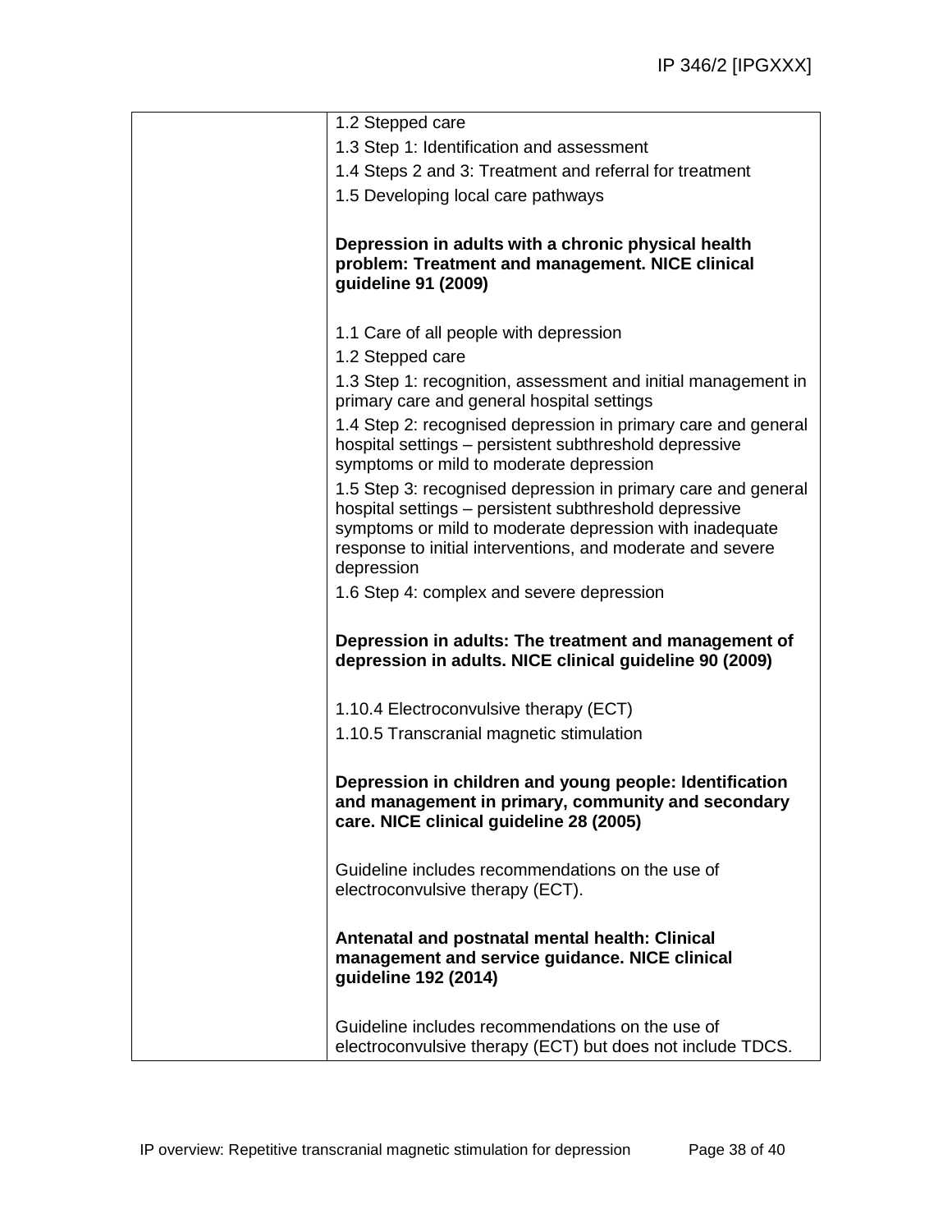| | 1.2 Stepped care<br>1.3 Step 1: Identification and assessment<br>1.4 Steps 2 and 3: Treatment and referral for treatment<br>1.5 Developing local care pathways<br><br>**Depression in adults with a chronic physical health problem: Treatment and management. NICE clinical guideline 91 (2009)**<br><br>1.1 Care of all people with depression<br>1.2 Stepped care<br>1.3 Step 1: recognition, assessment and initial management in primary care and general hospital settings<br>1.4 Step 2: recognised depression in primary care and general hospital settings – persistent subthreshold depressive symptoms or mild to moderate depression<br>1.5 Step 3: recognised depression in primary care and general hospital settings – persistent subthreshold depressive symptoms or mild to moderate depression with inadequate response to initial interventions, and moderate and severe depression<br>1.6 Step 4: complex and severe depression<br><br>**Depression in adults: The treatment and management of depression in adults. NICE clinical guideline 90 (2009)**<br><br>1.10.4 Electroconvulsive therapy (ECT)<br>1.10.5 Transcranial magnetic stimulation<br><br>**Depression in children and young people: Identification and management in primary, community and secondary care. NICE clinical guideline 28 (2005)**<br><br>Guideline includes recommendations on the use of electroconvulsive therapy (ECT).<br><br>**Antenatal and postnatal mental health: Clinical management and service guidance. NICE clinical guideline 192 (2014)**<br><br>Guideline includes recommendations on the use of electroconvulsive therapy (ECT) but does not include TDCS. |
|---|---|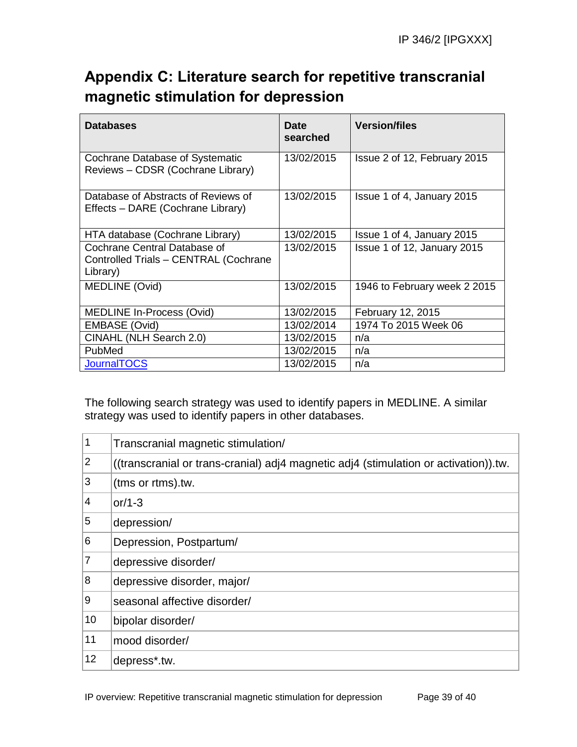# Appendix C: Literature search for repetitive transcranial magnetic stimulation for depression

| Databases | Date searched | Version/files |
|---|---|---|
| Cochrane Database of Systematic Reviews – CDSR (Cochrane Library) | 13/02/2015 | Issue 2 of 12, February 2015 |
| Database of Abstracts of Reviews of Effects – DARE (Cochrane Library) | 13/02/2015 | Issue 1 of 4, January 2015 |
| HTA database (Cochrane Library) | 13/02/2015 | Issue 1 of 4, January 2015 |
| Cochrane Central Database of Controlled Trials – CENTRAL (Cochrane Library) | 13/02/2015 | Issue 1 of 12, January 2015 |
| MEDLINE (Ovid) | 13/02/2015 | 1946 to February week 2 2015 |
| MEDLINE In-Process (Ovid) | 13/02/2015 | February 12, 2015 |
| EMBASE (Ovid) | 13/02/2014 | 1974 To 2015 Week 06 |
| CINAHL (NLH Search 2.0) | 13/02/2015 | n/a |
| PubMed | 13/02/2015 | n/a |
| JournalTOCS | 13/02/2015 | n/a |

The following search strategy was used to identify papers in MEDLINE. A similar strategy was used to identify papers in other databases.

| | |
|---|---|
| 1 | Transcranial magnetic stimulation/ |
| 2 | ((transcranial or trans-cranial) adj4 magnetic adj4 (stimulation or activation)).tw. |
| 3 | (tms or rtms).tw. |
| 4 | or/1-3 |
| 5 | depression/ |
| 6 | Depression, Postpartum/ |
| 7 | depressive disorder/ |
| 8 | depressive disorder, major/ |
| 9 | seasonal affective disorder/ |
| 10 | bipolar disorder/ |
| 11 | mood disorder/ |
| 12 | depress*.tw. |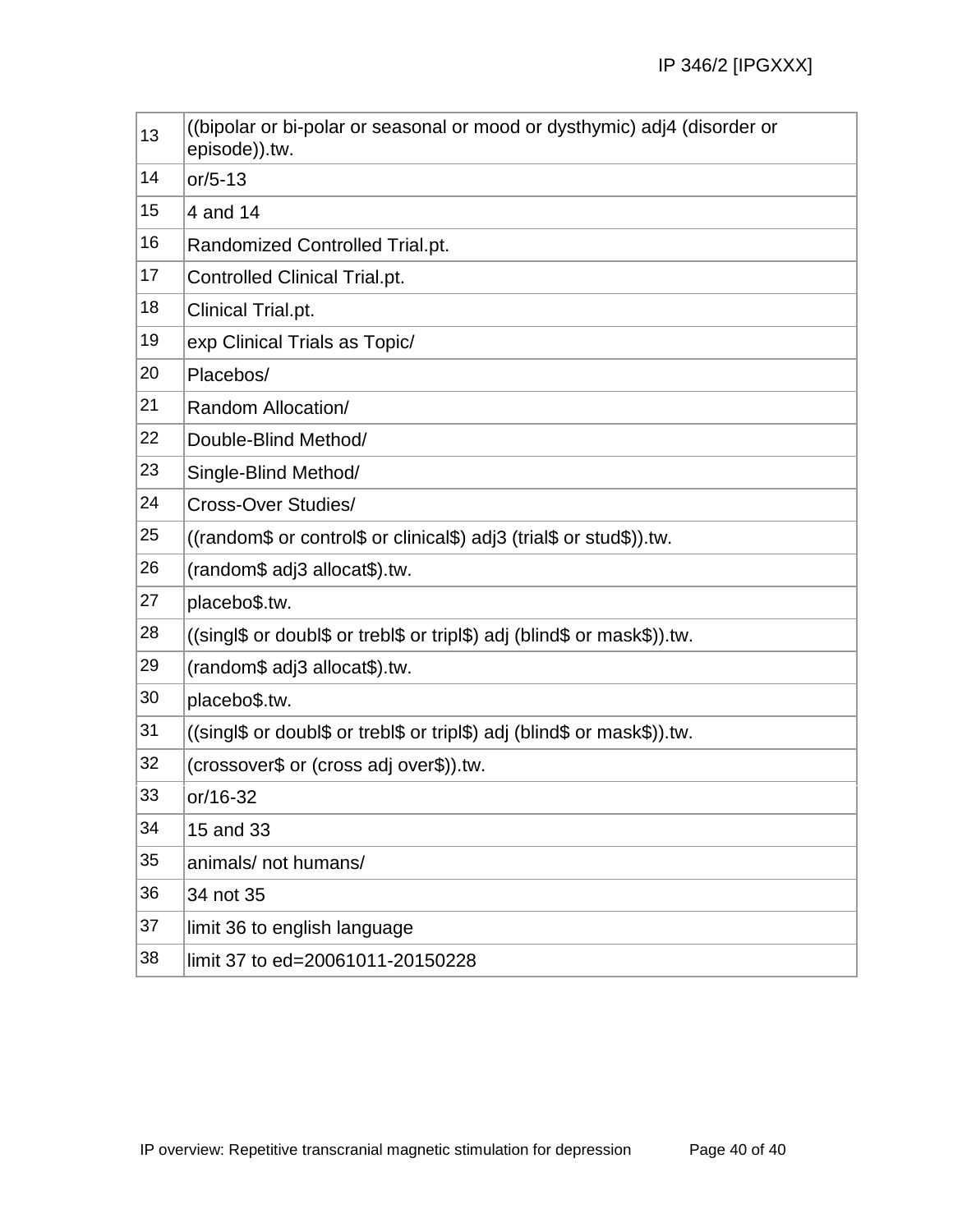| | |
|---|---|
| 13 | ((bipolar or bi-polar or seasonal or mood or dysthymic) adj4 (disorder or episode)).tw. |
| 14 | or/5-13 |
| 15 | 4 and 14 |
| 16 | Randomized Controlled Trial.pt. |
| 17 | Controlled Clinical Trial.pt. |
| 18 | Clinical Trial.pt. |
| 19 | exp Clinical Trials as Topic/ |
| 20 | Placebos/ |
| 21 | Random Allocation/ |
| 22 | Double-Blind Method/ |
| 23 | Single-Blind Method/ |
| 24 | Cross-Over Studies/ |
| 25 | ((random$ or control$ or clinical$) adj3 (trial$ or stud$)).tw. |
| 26 | (random$ adj3 allocat$).tw. |
| 27 | placebo$.tw. |
| 28 | ((singl$ or doubl$ or trebl$ or tripl$) adj (blind$ or mask$)).tw. |
| 29 | (random$ adj3 allocat$).tw. |
| 30 | placebo$.tw. |
| 31 | ((singl$ or doubl$ or trebl$ or tripl$) adj (blind$ or mask$)).tw. |
| 32 | (crossover$ or (cross adj over$)).tw. |
| 33 | or/16-32 |
| 34 | 15 and 33 |
| 35 | animals/ not humans/ |
| 36 | 34 not 35 |
| 37 | limit 36 to english language |
| 38 | limit 37 to ed=20061011-20150228 |